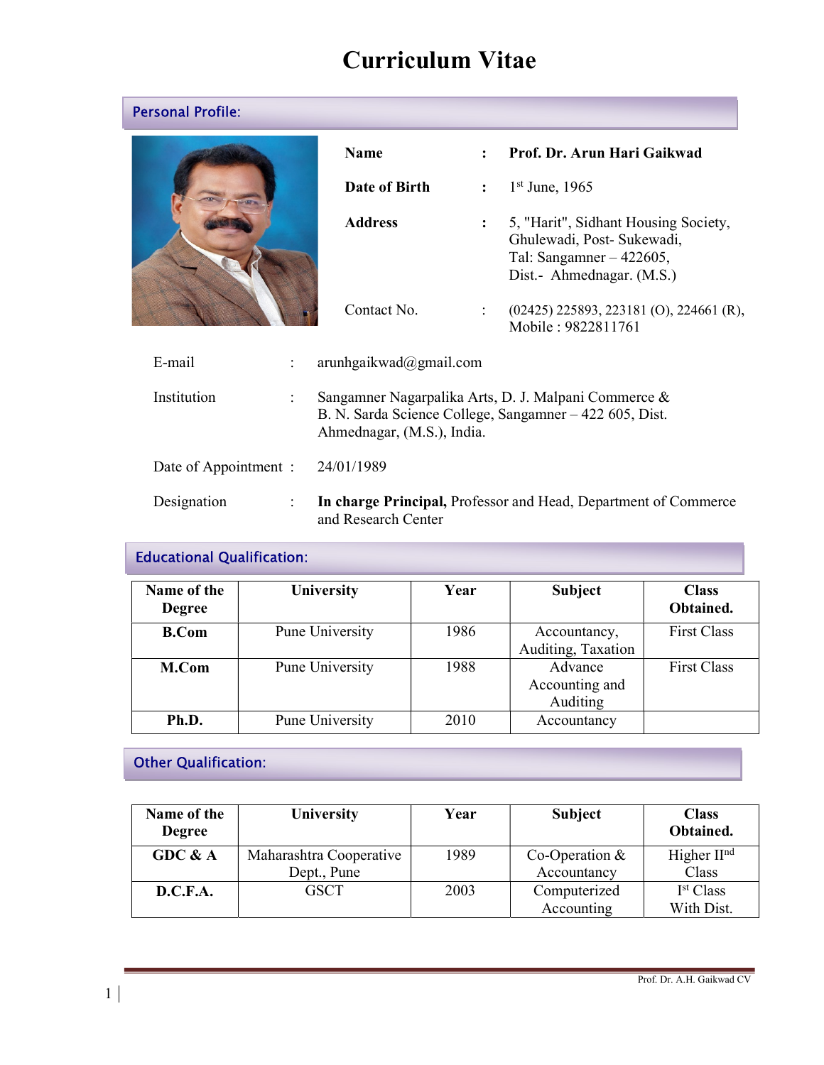# Curriculum Vitae

## Personal Profile:

**Name** : **Prof. Dr. Arun Hari Gaikwad**

**Date of Birth** : 1st June, 1965

**Address** : 5, "Harit", Sidhant Housing Society, Ghulewadi, Post- Sukewadi, Tal: Sangamner – 422605, Dist.- Ahmednagar. (M.S.)

Contact No. : (02425) 225893, 223181 (O), 224661 (R), Mobile : 9822811761

E-mail : arunhgaikwad@gmail.com

Institution : Sangamner Nagarpalika Arts, D. J. Malpani Commerce & B. N. Sarda Science College, Sangamner – 422 605, Dist. Ahmednagar, (M.S.), India.

Date of Appointment : 24/01/1989

Designation : **In charge Principal,** Professor and Head, Department of Commerce and Research Center

## Educational Qualification:

| Name of the Degree | University | Year | Subject | Class Obtained. |
|---|---|---|---|---|
| **B.Com** | Pune University | 1986 | Accountancy, Auditing, Taxation | First Class |
| **M.Com** | Pune University | 1988 | Advance Accounting and Auditing | First Class |
| **Ph.D.** | Pune University | 2010 | Accountancy | |

## Other Qualification:

| Name of the Degree | University | Year | Subject | Class Obtained. |
|---|---|---|---|---|
| **GDC & A** | Maharashtra Cooperative Dept., Pune | 1989 | Co-Operation & Accountancy | Higher IInd Class |
| **D.C.F.A.** | GSCT | 2003 | Computerized Accounting | Ist Class With Dist. |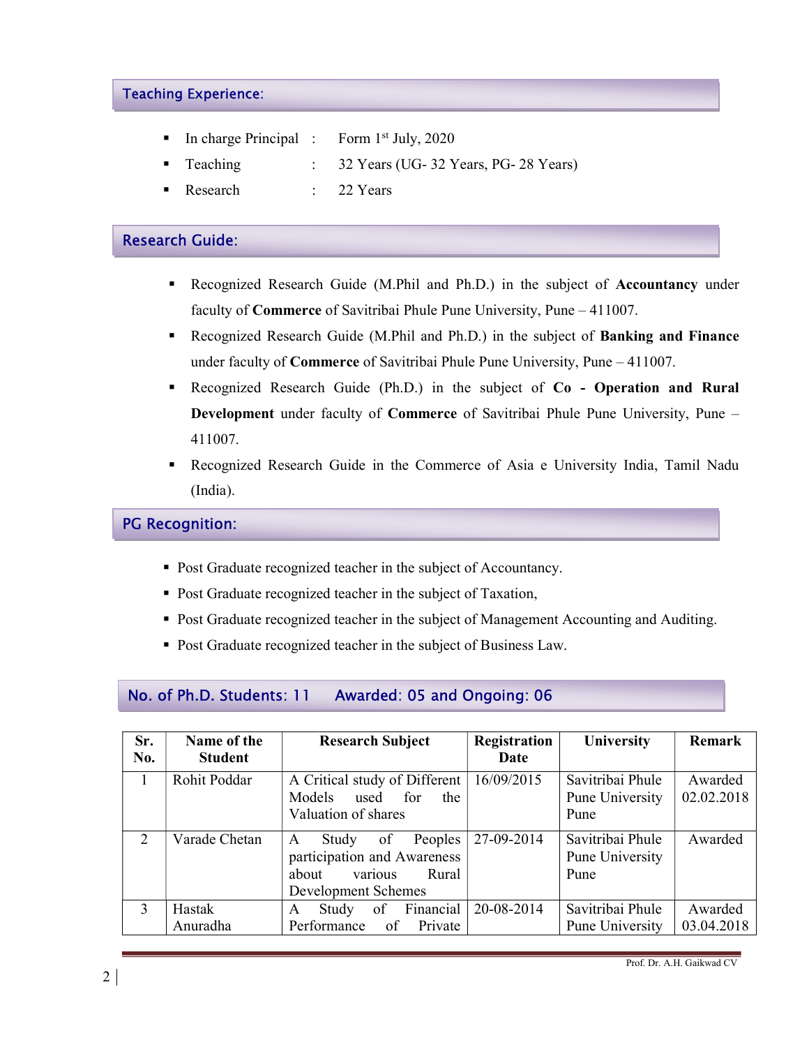## Teaching Experience:

- In charge Principal : Form 1st July, 2020
- Teaching : 32 Years (UG- 32 Years, PG- 28 Years)
- Research : 22 Years

## Research Guide:

- Recognized Research Guide (M.Phil and Ph.D.) in the subject of **Accountancy** under faculty of **Commerce** of Savitribai Phule Pune University, Pune – 411007.
- Recognized Research Guide (M.Phil and Ph.D.) in the subject of **Banking and Finance** under faculty of **Commerce** of Savitribai Phule Pune University, Pune – 411007.
- Recognized Research Guide (Ph.D.) in the subject of **Co - Operation and Rural Development** under faculty of **Commerce** of Savitribai Phule Pune University, Pune – 411007.
- Recognized Research Guide in the Commerce of Asia e University India, Tamil Nadu (India).

## PG Recognition:

- Post Graduate recognized teacher in the subject of Accountancy.
- Post Graduate recognized teacher in the subject of Taxation,
- Post Graduate recognized teacher in the subject of Management Accounting and Auditing.
- Post Graduate recognized teacher in the subject of Business Law.

## No. of Ph.D. Students: 11 Awarded: 05 and Ongoing: 06

| Sr. No. | Name of the Student | Research Subject | Registration Date | University | Remark |
|---|---|---|---|---|---|
| 1 | Rohit Poddar | A Critical study of Different Models used for the Valuation of shares | 16/09/2015 | Savitribai Phule Pune University Pune | Awarded 02.02.2018 |
| 2 | Varade Chetan | A Study of Peoples participation and Awareness about various Rural Development Schemes | 27-09-2014 | Savitribai Phule Pune University Pune | Awarded |
| 3 | Hastak Anuradha | A Study of Financial Performance of Private | 20-08-2014 | Savitribai Phule Pune University | Awarded 03.04.2018 |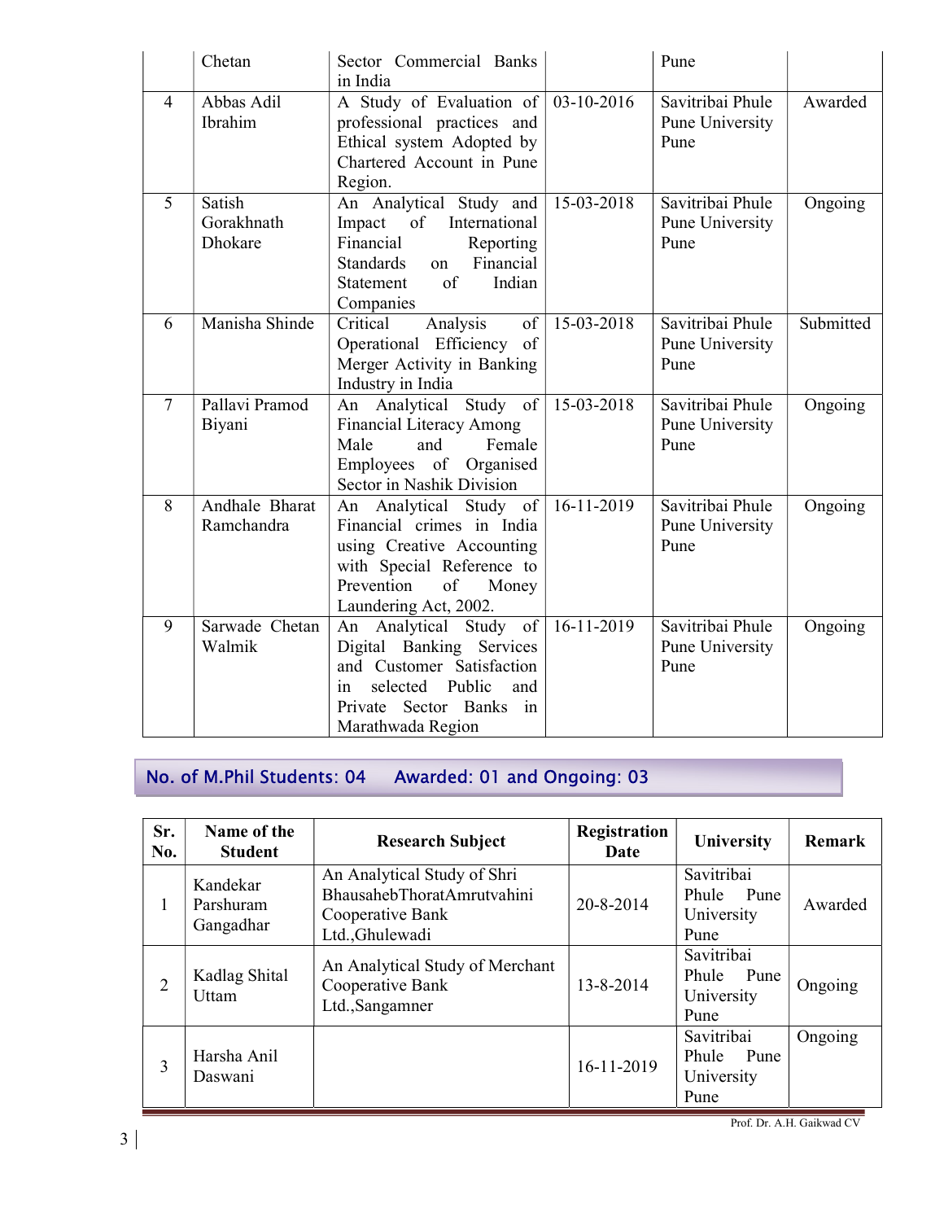| | Chetan | Sector Commercial Banks in India | | Pune | |
|---|---|---|---|---|---|
| 4 | Abbas Adil Ibrahim | A Study of Evaluation of professional practices and Ethical system Adopted by Chartered Account in Pune Region. | 03-10-2016 | Savitribai Phule Pune University Pune | Awarded |
| 5 | Satish Gorakhnath Dhokare | An Analytical Study and Impact of International Financial Reporting Standards on Financial Statement of Indian Companies | 15-03-2018 | Savitribai Phule Pune University Pune | Ongoing |
| 6 | Manisha Shinde | Critical Analysis of Operational Efficiency of Merger Activity in Banking Industry in India | 15-03-2018 | Savitribai Phule Pune University Pune | Submitted |
| 7 | Pallavi Pramod Biyani | An Analytical Study of Financial Literacy Among Male and Female Employees of Organised Sector in Nashik Division | 15-03-2018 | Savitribai Phule Pune University Pune | Ongoing |
| 8 | Andhale Bharat Ramchandra | An Analytical Study of Financial crimes in India using Creative Accounting with Special Reference to Prevention of Money Laundering Act, 2002. | 16-11-2019 | Savitribai Phule Pune University Pune | Ongoing |
| 9 | Sarwade Chetan Walmik | An Analytical Study of Digital Banking Services and Customer Satisfaction in selected Public and Private Sector Banks in Marathwada Region | 16-11-2019 | Savitribai Phule Pune University Pune | Ongoing |

## No. of M.Phil Students: 04 Awarded: 01 and Ongoing: 03

| Sr. No. | Name of the Student | Research Subject | Registration Date | University | Remark |
|---|---|---|---|---|---|
| 1 | Kandekar Parshuram Gangadhar | An Analytical Study of Shri BhausahebThoratAmrutvahini Cooperative Bank Ltd.,Ghulewadi | 20-8-2014 | Savitribai Phule Pune University Pune | Awarded |
| 2 | Kadlag Shital Uttam | An Analytical Study of Merchant Cooperative Bank Ltd.,Sangamner | 13-8-2014 | Savitribai Phule Pune University Pune | Ongoing |
| 3 | Harsha Anil Daswani | | 16-11-2019 | Savitribai Phule Pune University Pune | Ongoing |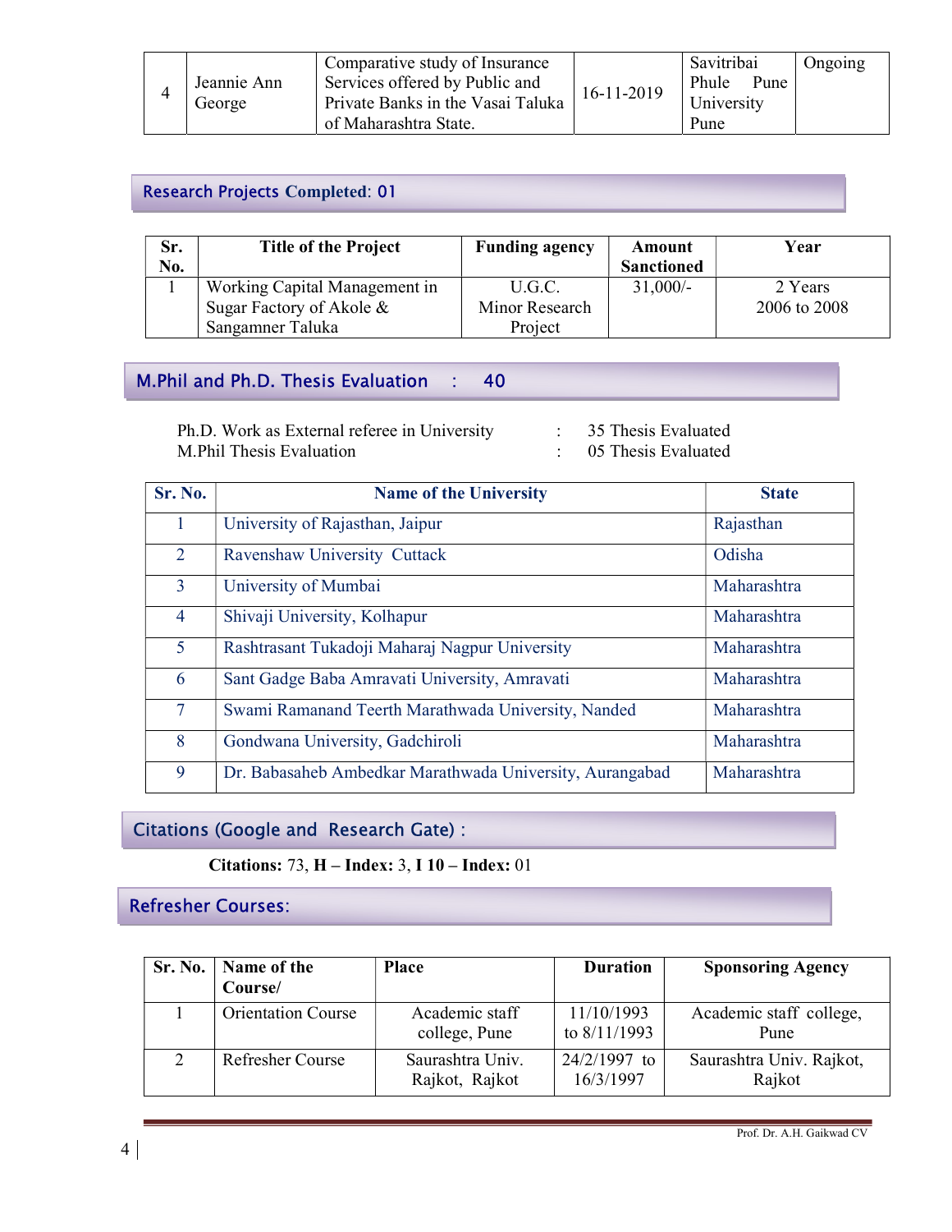| 4 | Jeannie Ann George | Comparative study of Insurance Services offered by Public and Private Banks in the Vasai Taluka of Maharashtra State. | 16-11-2019 | Savitribai Phule Pune University Pune | Ongoing |
|---|---|---|---|---|---|

## Research Projects Completed: 01

| Sr. No. | Title of the Project | Funding agency | Amount Sanctioned | Year |
|---|---|---|---|---|
| 1 | Working Capital Management in Sugar Factory of Akole & Sangamner Taluka | U.G.C. Minor Research Project | 31,000/- | 2 Years 2006 to 2008 |

## M.Phil and Ph.D. Thesis Evaluation : 40

Ph.D. Work as External referee in University : 35 Thesis Evaluated
M.Phil Thesis Evaluation : 05 Thesis Evaluated

| Sr. No. | Name of the University | State |
|---|---|---|
| 1 | University of Rajasthan, Jaipur | Rajasthan |
| 2 | Ravenshaw University Cuttack | Odisha |
| 3 | University of Mumbai | Maharashtra |
| 4 | Shivaji University, Kolhapur | Maharashtra |
| 5 | Rashtrasant Tukadoji Maharaj Nagpur University | Maharashtra |
| 6 | Sant Gadge Baba Amravati University, Amravati | Maharashtra |
| 7 | Swami Ramanand Teerth Marathwada University, Nanded | Maharashtra |
| 8 | Gondwana University, Gadchiroli | Maharashtra |
| 9 | Dr. Babasaheb Ambedkar Marathwada University, Aurangabad | Maharashtra |

## Citations (Google and Research Gate) :

**Citations:** 73, **H – Index:** 3, **I 10 – Index:** 01

## Refresher Courses:

| Sr. No. | Name of the Course/ | Place | Duration | Sponsoring Agency |
|---|---|---|---|---|
| 1 | Orientation Course | Academic staff college, Pune | 11/10/1993 to 8/11/1993 | Academic staff college, Pune |
| 2 | Refresher Course | Saurashtra Univ. Rajkot, Rajkot | 24/2/1997 to 16/3/1997 | Saurashtra Univ. Rajkot, Rajkot |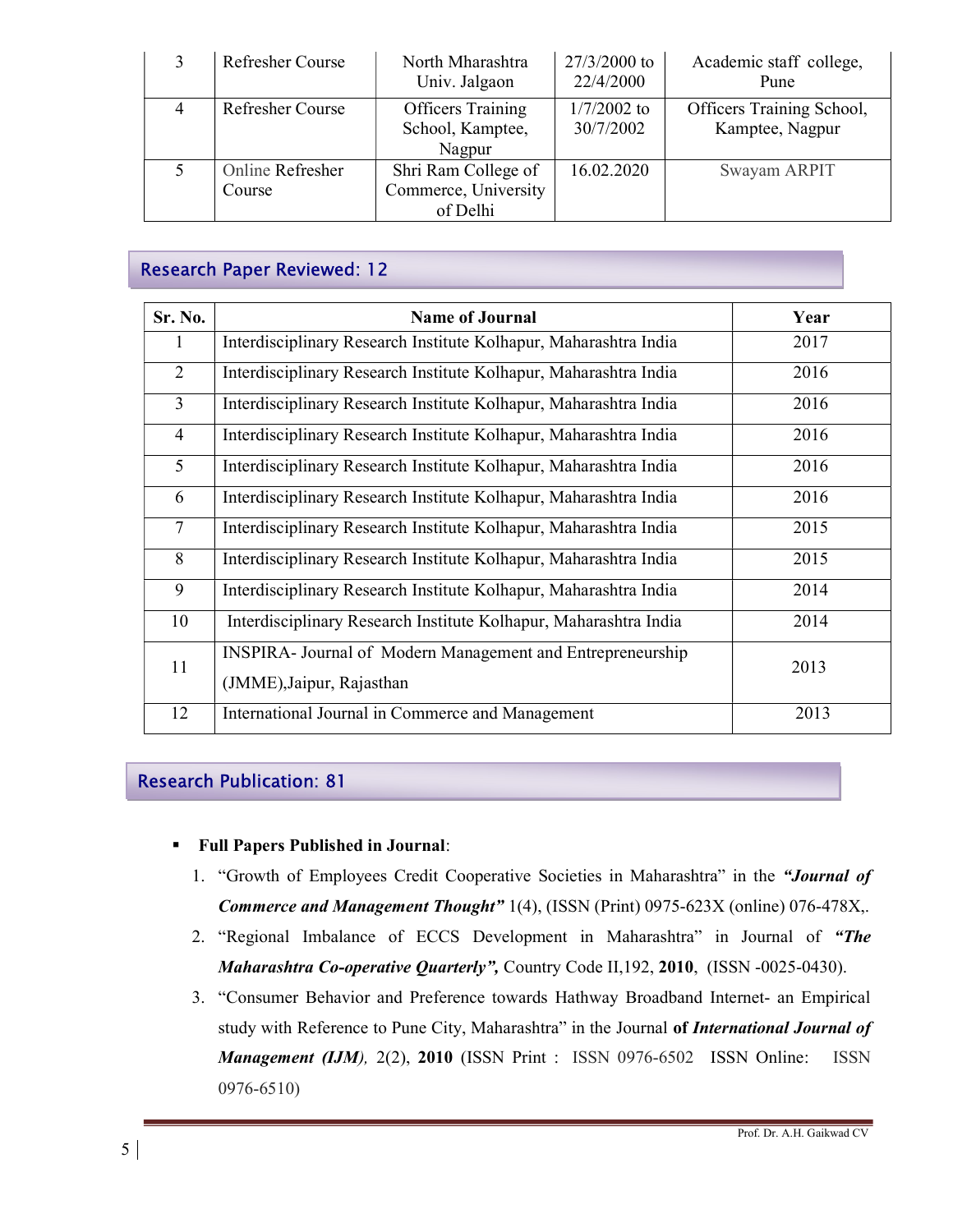| 3 | Refresher Course | North Mharashtra Univ. Jalgaon | 27/3/2000 to 22/4/2000 | Academic staff college, Pune |
|---|---|---|---|---|
| 4 | Refresher Course | Officers Training School, Kamptee, Nagpur | 1/7/2002 to 30/7/2002 | Officers Training School, Kamptee, Nagpur |
| 5 | Online Refresher Course | Shri Ram College of Commerce, University of Delhi | 16.02.2020 | Swayam ARPIT |

## Research Paper Reviewed: 12

| Sr. No. | Name of Journal | Year |
|---|---|---|
| 1 | Interdisciplinary Research Institute Kolhapur, Maharashtra India | 2017 |
| 2 | Interdisciplinary Research Institute Kolhapur, Maharashtra India | 2016 |
| 3 | Interdisciplinary Research Institute Kolhapur, Maharashtra India | 2016 |
| 4 | Interdisciplinary Research Institute Kolhapur, Maharashtra India | 2016 |
| 5 | Interdisciplinary Research Institute Kolhapur, Maharashtra India | 2016 |
| 6 | Interdisciplinary Research Institute Kolhapur, Maharashtra India | 2016 |
| 7 | Interdisciplinary Research Institute Kolhapur, Maharashtra India | 2015 |
| 8 | Interdisciplinary Research Institute Kolhapur, Maharashtra India | 2015 |
| 9 | Interdisciplinary Research Institute Kolhapur, Maharashtra India | 2014 |
| 10 | Interdisciplinary Research Institute Kolhapur, Maharashtra India | 2014 |
| 11 | INSPIRA- Journal of Modern Management and Entrepreneurship (JMME),Jaipur, Rajasthan | 2013 |
| 12 | International Journal in Commerce and Management | 2013 |

## Research Publication: 81

- **Full Papers Published in Journal**:
  1. "Growth of Employees Credit Cooperative Societies in Maharashtra" in the ***"Journal of Commerce and Management Thought"*** 1(4), (ISSN (Print) 0975-623X (online) 076-478X,.
  2. "Regional Imbalance of ECCS Development in Maharashtra" in Journal of ***"The Maharashtra Co-operative Quarterly",*** Country Code II,192, **2010**, (ISSN -0025-0430).
  3. "Consumer Behavior and Preference towards Hathway Broadband Internet- an Empirical study with Reference to Pune City, Maharashtra" in the Journal **of *International Journal of Management (IJM),*** 2(2), **2010** (ISSN Print : ISSN 0976-6502 ISSN Online: ISSN 0976-6510)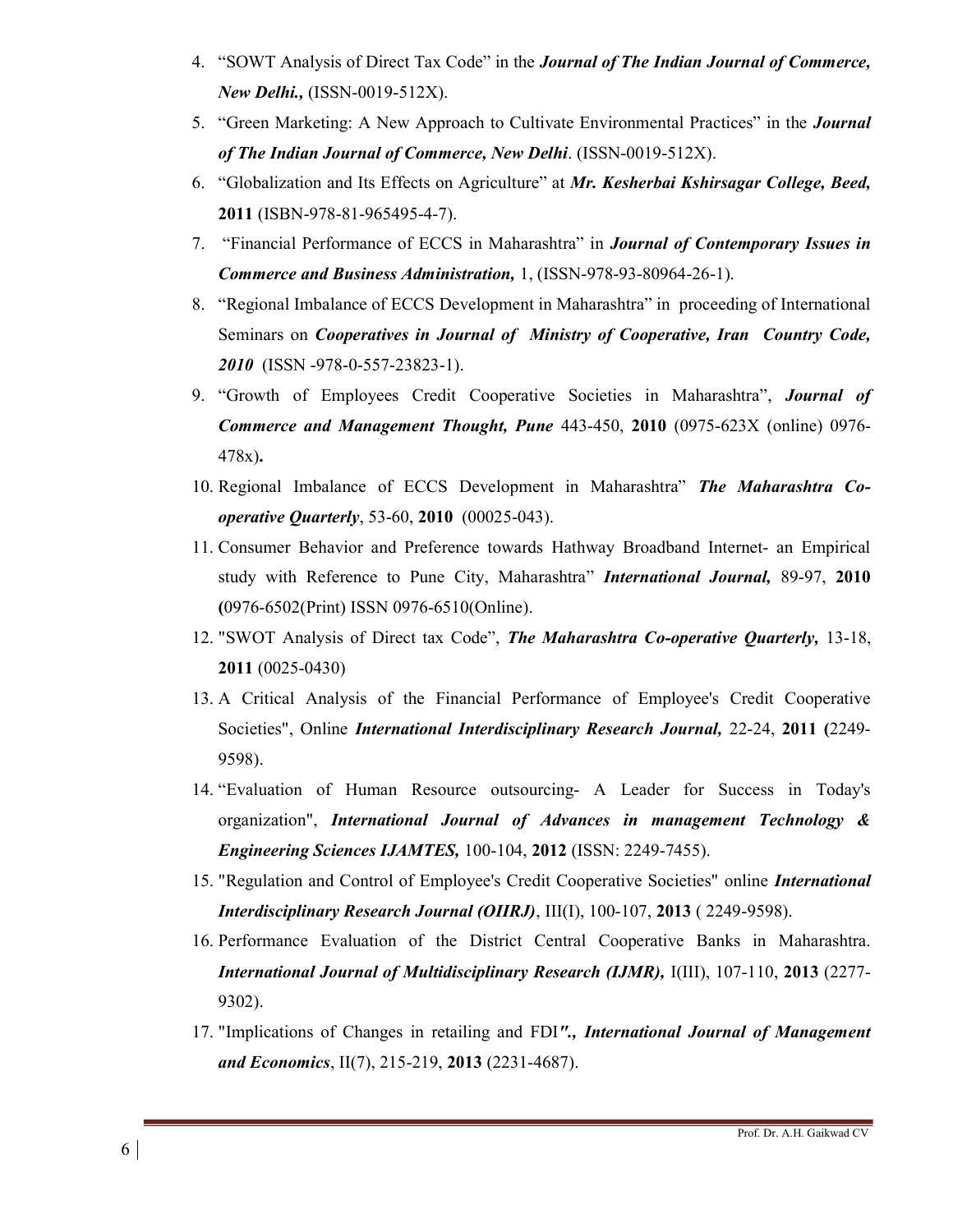4. "SOWT Analysis of Direct Tax Code" in the ***Journal of The Indian Journal of Commerce, New Delhi.,*** (ISSN-0019-512X).
5. "Green Marketing: A New Approach to Cultivate Environmental Practices" in the ***Journal of The Indian Journal of Commerce, New Delhi***. (ISSN-0019-512X).
6. "Globalization and Its Effects on Agriculture" at ***Mr. Kesherbai Kshirsagar College, Beed,*** **2011** (ISBN-978-81-965495-4-7).
7. "Financial Performance of ECCS in Maharashtra" in ***Journal of Contemporary Issues in Commerce and Business Administration,*** 1, (ISSN-978-93-80964-26-1).
8. "Regional Imbalance of ECCS Development in Maharashtra" in proceeding of International Seminars on ***Cooperatives in Journal of Ministry of Cooperative, Iran Country Code, 2010*** (ISSN -978-0-557-23823-1).
9. "Growth of Employees Credit Cooperative Societies in Maharashtra", ***Journal of Commerce and Management Thought, Pune*** 443-450, **2010** (0975-623X (online) 0976-478x)**.**
10. Regional Imbalance of ECCS Development in Maharashtra" ***The Maharashtra Co-operative Quarterly***, 53-60, **2010** (00025-043).
11. Consumer Behavior and Preference towards Hathway Broadband Internet- an Empirical study with Reference to Pune City, Maharashtra" ***International Journal,*** 89-97, **2010** **(**0976-6502(Print) ISSN 0976-6510(Online).
12. "SWOT Analysis of Direct tax Code", ***The Maharashtra Co-operative Quarterly,*** 13-18, **2011** (0025-0430)
13. A Critical Analysis of the Financial Performance of Employee's Credit Cooperative Societies", Online ***International Interdisciplinary Research Journal,*** 22-24, **2011 (**2249-9598).
14. "Evaluation of Human Resource outsourcing- A Leader for Success in Today's organization", ***International Journal of Advances in management Technology & Engineering Sciences IJAMTES,*** 100-104, **2012** (ISSN: 2249-7455).
15. "Regulation and Control of Employee's Credit Cooperative Societies" online ***International Interdisciplinary Research Journal (OIIRJ)***, III(I), 100-107, **2013** ( 2249-9598).
16. Performance Evaluation of the District Central Cooperative Banks in Maharashtra. ***International Journal of Multidisciplinary Research (IJMR),*** I(III), 107-110, **2013** (2277-9302).
17. "Implications of Changes in retailing and FDI***"., International Journal of Management and Economics***, II(7), 215-219, **2013** (2231-4687).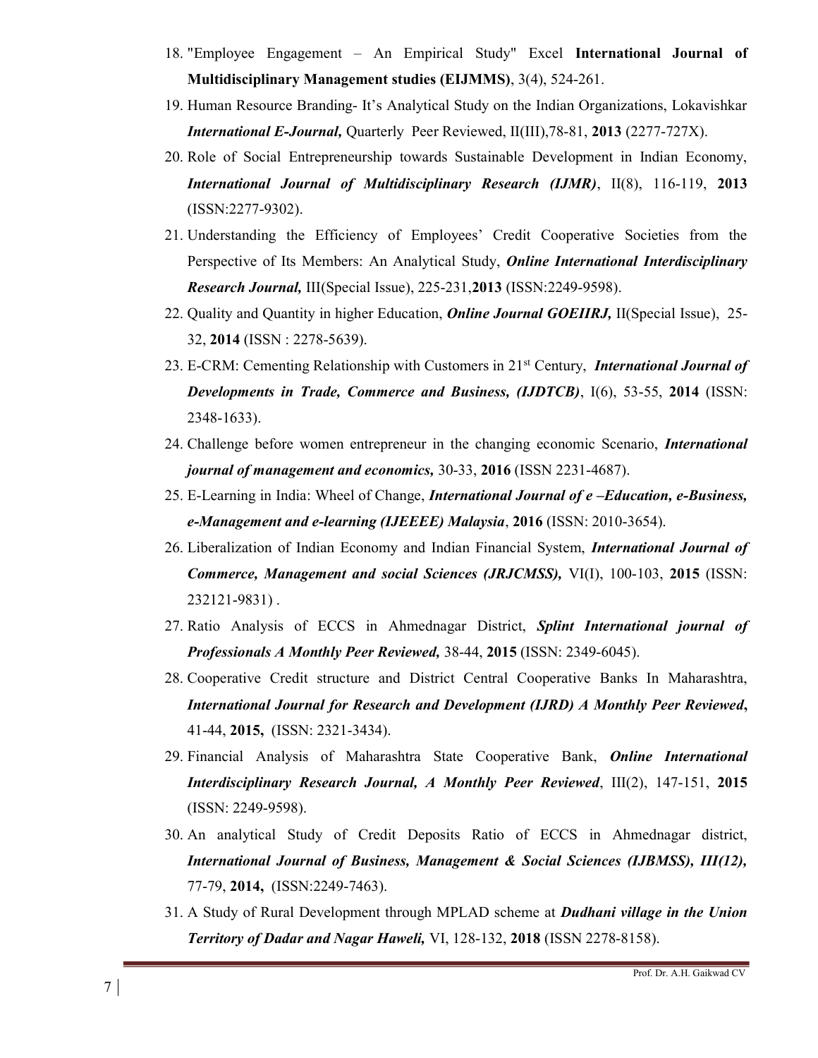18. "Employee Engagement – An Empirical Study" Excel **International Journal of Multidisciplinary Management studies (EIJMMS)**, 3(4), 524-261.
19. Human Resource Branding- It's Analytical Study on the Indian Organizations, Lokavishkar ***International E-Journal,*** Quarterly Peer Reviewed, II(III),78-81, **2013** (2277-727X).
20. Role of Social Entrepreneurship towards Sustainable Development in Indian Economy, ***International Journal of Multidisciplinary Research (IJMR)***, II(8), 116-119, **2013** (ISSN:2277-9302).
21. Understanding the Efficiency of Employees' Credit Cooperative Societies from the Perspective of Its Members: An Analytical Study, ***Online International Interdisciplinary Research Journal,*** III(Special Issue), 225-231,**2013** (ISSN:2249-9598).
22. Quality and Quantity in higher Education, ***Online Journal GOEIIRJ,*** II(Special Issue), 25-32, **2014** (ISSN : 2278-5639).
23. E-CRM: Cementing Relationship with Customers in 21st Century, ***International Journal of Developments in Trade, Commerce and Business, (IJDTCB)***, I(6), 53-55, **2014** (ISSN: 2348-1633).
24. Challenge before women entrepreneur in the changing economic Scenario, ***International journal of management and economics,*** 30-33, **2016** (ISSN 2231-4687).
25. E-Learning in India: Wheel of Change, ***International Journal of e –Education, e-Business, e-Management and e-learning (IJEEEE) Malaysia***, **2016** (ISSN: 2010-3654).
26. Liberalization of Indian Economy and Indian Financial System, ***International Journal of Commerce, Management and social Sciences (JRJCMSS),*** VI(I), 100-103, **2015** (ISSN: 232121-9831) .
27. Ratio Analysis of ECCS in Ahmednagar District, ***Splint International journal of Professionals A Monthly Peer Reviewed,*** 38-44, **2015** (ISSN: 2349-6045).
28. Cooperative Credit structure and District Central Cooperative Banks In Maharashtra, ***International Journal for Research and Development (IJRD) A Monthly Peer Reviewed*****,** 41-44, **2015,** (ISSN: 2321-3434).
29. Financial Analysis of Maharashtra State Cooperative Bank, ***Online International Interdisciplinary Research Journal, A Monthly Peer Reviewed***, III(2), 147-151, **2015** (ISSN: 2249-9598).
30. An analytical Study of Credit Deposits Ratio of ECCS in Ahmednagar district, ***International Journal of Business, Management & Social Sciences (IJBMSS), III(12),*** 77-79, **2014,** (ISSN:2249-7463).
31. A Study of Rural Development through MPLAD scheme at ***Dudhani village in the Union Territory of Dadar and Nagar Haweli,*** VI, 128-132, **2018** (ISSN 2278-8158).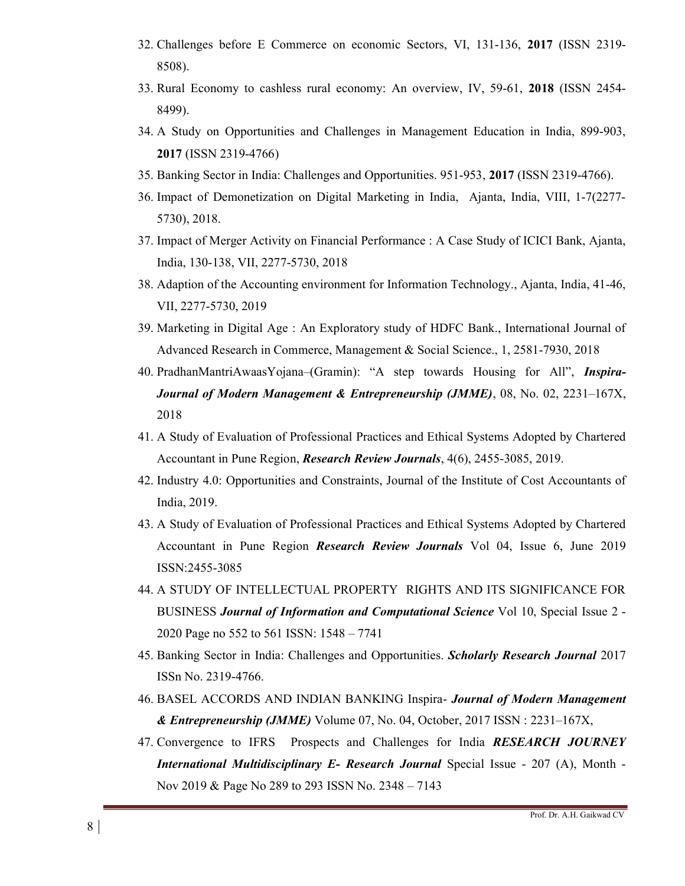32. Challenges before E Commerce on economic Sectors, VI, 131-136, **2017** (ISSN 2319-8508).
33. Rural Economy to cashless rural economy: An overview, IV, 59-61, **2018** (ISSN 2454-8499).
34. A Study on Opportunities and Challenges in Management Education in India, 899-903, **2017** (ISSN 2319-4766)
35. Banking Sector in India: Challenges and Opportunities. 951-953, **2017** (ISSN 2319-4766).
36. Impact of Demonetization on Digital Marketing in India, Ajanta, India, VIII, 1-7(2277-5730), 2018.
37. Impact of Merger Activity on Financial Performance : A Case Study of ICICI Bank, Ajanta, India, 130-138, VII, 2277-5730, 2018
38. Adaption of the Accounting environment for Information Technology., Ajanta, India, 41-46, VII, 2277-5730, 2019
39. Marketing in Digital Age : An Exploratory study of HDFC Bank., International Journal of Advanced Research in Commerce, Management & Social Science., 1, 2581-7930, 2018
40. PradhanMantriAwaasYojana–(Gramin): "A step towards Housing for All", ***Inspira-Journal of Modern Management & Entrepreneurship (JMME)***, 08, No. 02, 2231–167X, 2018
41. A Study of Evaluation of Professional Practices and Ethical Systems Adopted by Chartered Accountant in Pune Region, ***Research Review Journals***, 4(6), 2455-3085, 2019.
42. Industry 4.0: Opportunities and Constraints, Journal of the Institute of Cost Accountants of India, 2019.
43. A Study of Evaluation of Professional Practices and Ethical Systems Adopted by Chartered Accountant in Pune Region ***Research Review Journals*** Vol 04, Issue 6, June 2019 ISSN:2455-3085
44. A STUDY OF INTELLECTUAL PROPERTY RIGHTS AND ITS SIGNIFICANCE FOR BUSINESS ***Journal of Information and Computational Science*** Vol 10, Special Issue 2 - 2020 Page no 552 to 561 ISSN: 1548 – 7741
45. Banking Sector in India: Challenges and Opportunities. ***Scholarly Research Journal*** 2017 ISSn No. 2319-4766.
46. BASEL ACCORDS AND INDIAN BANKING Inspira- ***Journal of Modern Management & Entrepreneurship (JMME)*** Volume 07, No. 04, October, 2017 ISSN : 2231–167X,
47. Convergence to IFRS Prospects and Challenges for India ***RESEARCH JOURNEY International Multidisciplinary E- Research Journal*** Special Issue - 207 (A), Month - Nov 2019 & Page No 289 to 293 ISSN No. 2348 – 7143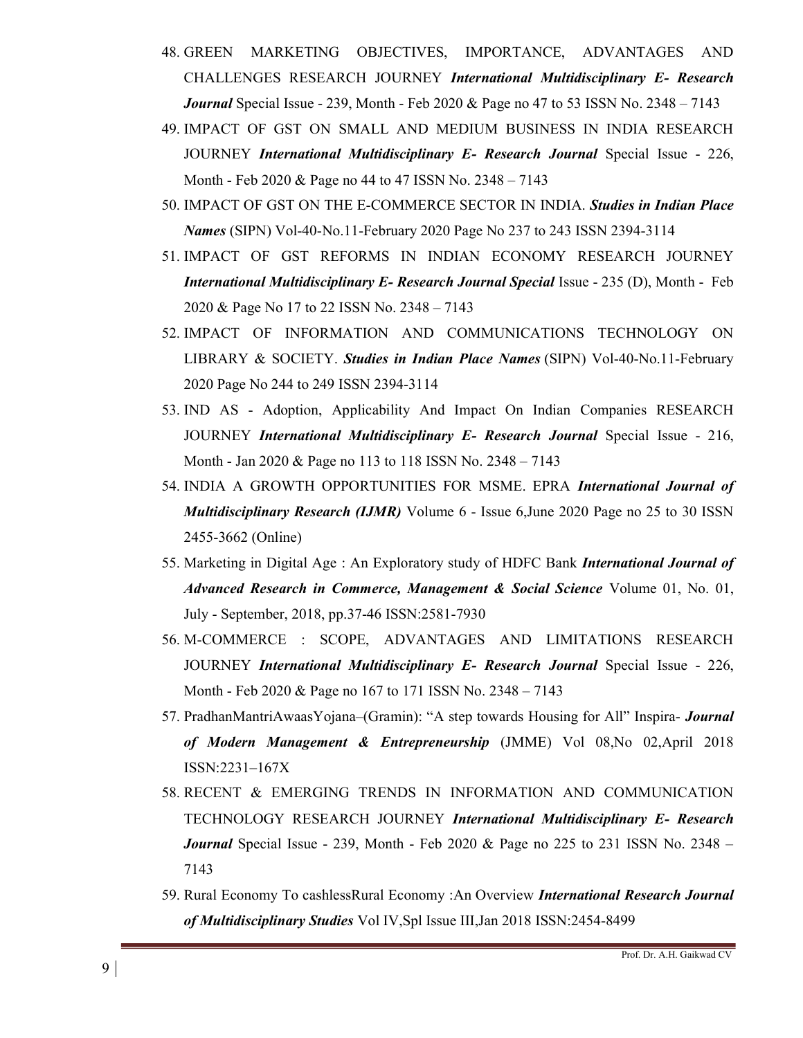48. GREEN MARKETING OBJECTIVES, IMPORTANCE, ADVANTAGES AND CHALLENGES RESEARCH JOURNEY ***International Multidisciplinary E- Research Journal*** Special Issue - 239, Month - Feb 2020 & Page no 47 to 53 ISSN No. 2348 – 7143
49. IMPACT OF GST ON SMALL AND MEDIUM BUSINESS IN INDIA RESEARCH JOURNEY ***International Multidisciplinary E- Research Journal*** Special Issue - 226, Month - Feb 2020 & Page no 44 to 47 ISSN No. 2348 – 7143
50. IMPACT OF GST ON THE E-COMMERCE SECTOR IN INDIA. ***Studies in Indian Place Names*** (SIPN) Vol-40-No.11-February 2020 Page No 237 to 243 ISSN 2394-3114
51. IMPACT OF GST REFORMS IN INDIAN ECONOMY RESEARCH JOURNEY ***International Multidisciplinary E- Research Journal Special*** Issue - 235 (D), Month - Feb 2020 & Page No 17 to 22 ISSN No. 2348 – 7143
52. IMPACT OF INFORMATION AND COMMUNICATIONS TECHNOLOGY ON LIBRARY & SOCIETY. ***Studies in Indian Place Names*** (SIPN) Vol-40-No.11-February 2020 Page No 244 to 249 ISSN 2394-3114
53. IND AS - Adoption, Applicability And Impact On Indian Companies RESEARCH JOURNEY ***International Multidisciplinary E- Research Journal*** Special Issue - 216, Month - Jan 2020 & Page no 113 to 118 ISSN No. 2348 – 7143
54. INDIA A GROWTH OPPORTUNITIES FOR MSME. EPRA ***International Journal of Multidisciplinary Research (IJMR)*** Volume 6 - Issue 6,June 2020 Page no 25 to 30 ISSN 2455-3662 (Online)
55. Marketing in Digital Age : An Exploratory study of HDFC Bank ***International Journal of Advanced Research in Commerce, Management & Social Science*** Volume 01, No. 01, July - September, 2018, pp.37-46 ISSN:2581-7930
56. M-COMMERCE : SCOPE, ADVANTAGES AND LIMITATIONS RESEARCH JOURNEY ***International Multidisciplinary E- Research Journal*** Special Issue - 226, Month - Feb 2020 & Page no 167 to 171 ISSN No. 2348 – 7143
57. PradhanMantriAwaasYojana–(Gramin): "A step towards Housing for All" Inspira- ***Journal of Modern Management & Entrepreneurship*** (JMME) Vol 08,No 02,April 2018 ISSN:2231–167X
58. RECENT & EMERGING TRENDS IN INFORMATION AND COMMUNICATION TECHNOLOGY RESEARCH JOURNEY ***International Multidisciplinary E- Research Journal*** Special Issue - 239, Month - Feb 2020 & Page no 225 to 231 ISSN No. 2348 – 7143
59. Rural Economy To cashlessRural Economy :An Overview ***International Research Journal of Multidisciplinary Studies*** Vol IV,Spl Issue III,Jan 2018 ISSN:2454-8499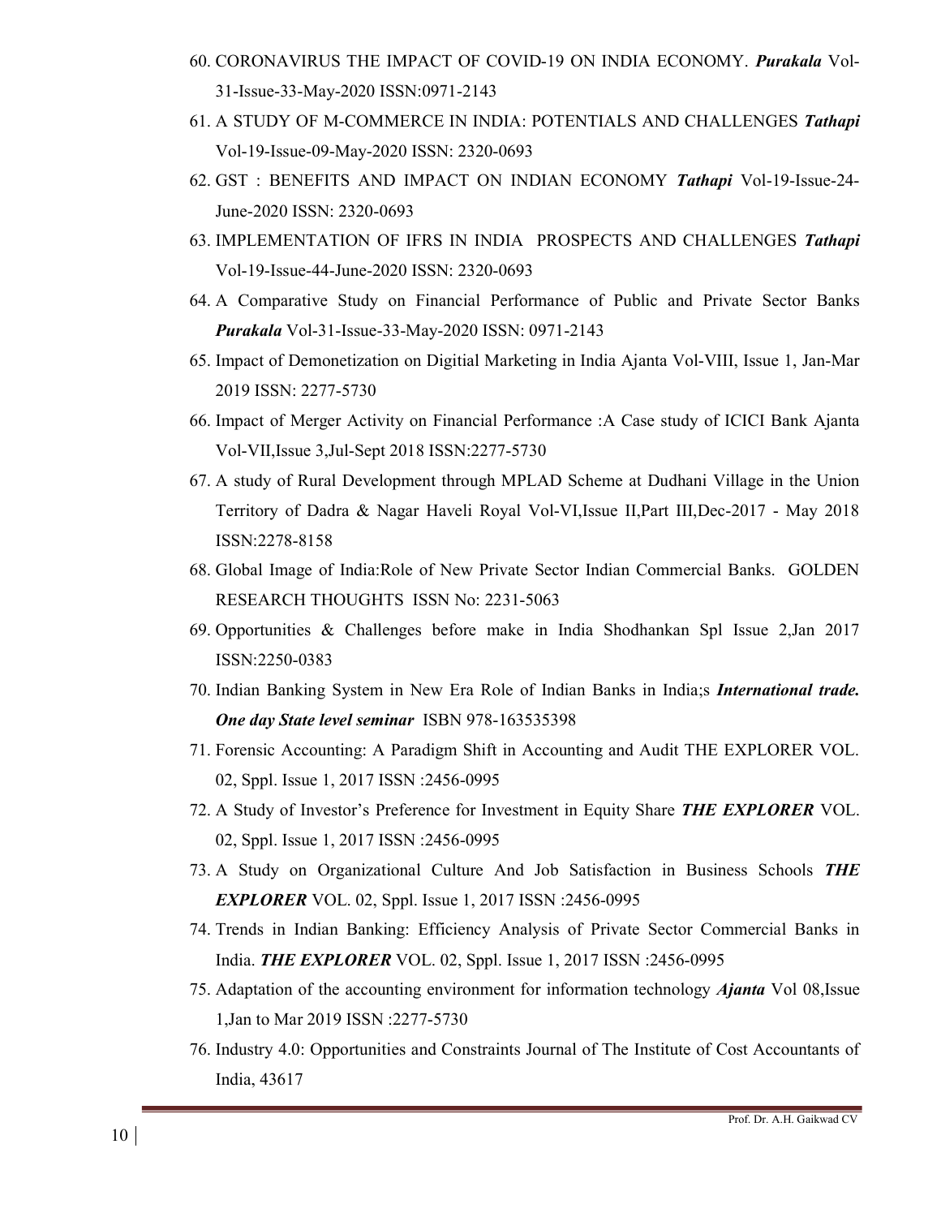60. CORONAVIRUS THE IMPACT OF COVID-19 ON INDIA ECONOMY. ***Purakala*** Vol-31-Issue-33-May-2020 ISSN:0971-2143
61. A STUDY OF M-COMMERCE IN INDIA: POTENTIALS AND CHALLENGES ***Tathapi*** Vol-19-Issue-09-May-2020 ISSN: 2320-0693
62. GST : BENEFITS AND IMPACT ON INDIAN ECONOMY ***Tathapi*** Vol-19-Issue-24-June-2020 ISSN: 2320-0693
63. IMPLEMENTATION OF IFRS IN INDIA PROSPECTS AND CHALLENGES ***Tathapi*** Vol-19-Issue-44-June-2020 ISSN: 2320-0693
64. A Comparative Study on Financial Performance of Public and Private Sector Banks ***Purakala*** Vol-31-Issue-33-May-2020 ISSN: 0971-2143
65. Impact of Demonetization on Digitial Marketing in India Ajanta Vol-VIII, Issue 1, Jan-Mar 2019 ISSN: 2277-5730
66. Impact of Merger Activity on Financial Performance :A Case study of ICICI Bank Ajanta Vol-VII,Issue 3,Jul-Sept 2018 ISSN:2277-5730
67. A study of Rural Development through MPLAD Scheme at Dudhani Village in the Union Territory of Dadra & Nagar Haveli Royal Vol-VI,Issue II,Part III,Dec-2017 - May 2018 ISSN:2278-8158
68. Global Image of India:Role of New Private Sector Indian Commercial Banks. GOLDEN RESEARCH THOUGHTS ISSN No: 2231-5063
69. Opportunities & Challenges before make in India Shodhankan Spl Issue 2,Jan 2017 ISSN:2250-0383
70. Indian Banking System in New Era Role of Indian Banks in India;s ***International trade. One day State level seminar*** ISBN 978-163535398
71. Forensic Accounting: A Paradigm Shift in Accounting and Audit THE EXPLORER VOL. 02, Sppl. Issue 1, 2017 ISSN :2456-0995
72. A Study of Investor's Preference for Investment in Equity Share ***THE EXPLORER*** VOL. 02, Sppl. Issue 1, 2017 ISSN :2456-0995
73. A Study on Organizational Culture And Job Satisfaction in Business Schools ***THE EXPLORER*** VOL. 02, Sppl. Issue 1, 2017 ISSN :2456-0995
74. Trends in Indian Banking: Efficiency Analysis of Private Sector Commercial Banks in India. ***THE EXPLORER*** VOL. 02, Sppl. Issue 1, 2017 ISSN :2456-0995
75. Adaptation of the accounting environment for information technology ***Ajanta*** Vol 08,Issue 1,Jan to Mar 2019 ISSN :2277-5730
76. Industry 4.0: Opportunities and Constraints Journal of The Institute of Cost Accountants of India, 43617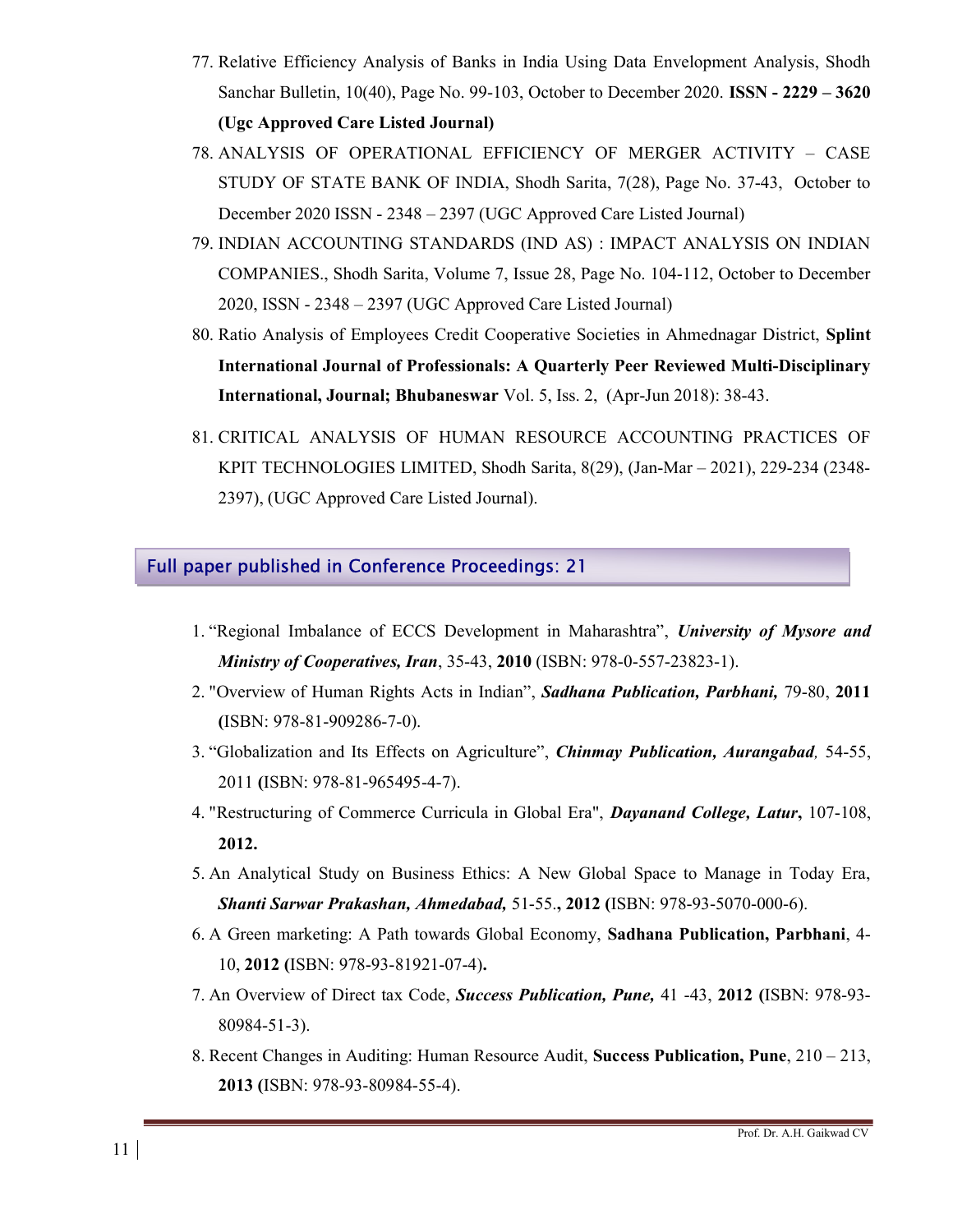77. Relative Efficiency Analysis of Banks in India Using Data Envelopment Analysis, Shodh Sanchar Bulletin, 10(40), Page No. 99-103, October to December 2020. **ISSN - 2229 – 3620 (Ugc Approved Care Listed Journal)**
78. ANALYSIS OF OPERATIONAL EFFICIENCY OF MERGER ACTIVITY – CASE STUDY OF STATE BANK OF INDIA, Shodh Sarita, 7(28), Page No. 37-43, October to December 2020 ISSN - 2348 – 2397 (UGC Approved Care Listed Journal)
79. INDIAN ACCOUNTING STANDARDS (IND AS) : IMPACT ANALYSIS ON INDIAN COMPANIES., Shodh Sarita, Volume 7, Issue 28, Page No. 104-112, October to December 2020, ISSN - 2348 – 2397 (UGC Approved Care Listed Journal)
80. Ratio Analysis of Employees Credit Cooperative Societies in Ahmednagar District, **Splint International Journal of Professionals: A Quarterly Peer Reviewed Multi-Disciplinary International, Journal; Bhubaneswar** Vol. 5, Iss. 2, (Apr-Jun 2018): 38-43.
81. CRITICAL ANALYSIS OF HUMAN RESOURCE ACCOUNTING PRACTICES OF KPIT TECHNOLOGIES LIMITED, Shodh Sarita, 8(29), (Jan-Mar – 2021), 229-234 (2348-2397), (UGC Approved Care Listed Journal).

## Full paper published in Conference Proceedings: 21

1. "Regional Imbalance of ECCS Development in Maharashtra", ***University of Mysore and Ministry of Cooperatives, Iran***, 35-43, **2010** (ISBN: 978-0-557-23823-1).
2. "Overview of Human Rights Acts in Indian", ***Sadhana Publication, Parbhani,*** 79-80, **2011 (**ISBN: 978-81-909286-7-0).
3. "Globalization and Its Effects on Agriculture", ***Chinmay Publication, Aurangabad,*** 54-55, 2011 **(**ISBN: 978-81-965495-4-7).
4. "Restructuring of Commerce Curricula in Global Era", ***Dayanand College, Latur*,** 107-108, **2012.**
5. An Analytical Study on Business Ethics: A New Global Space to Manage in Today Era, ***Shanti Sarwar Prakashan, Ahmedabad,*** 51-55.**, 2012 (**ISBN: 978-93-5070-000-6).
6. A Green marketing: A Path towards Global Economy, **Sadhana Publication, Parbhani**, 4-10, **2012 (**ISBN: 978-93-81921-07-4)**.**
7. An Overview of Direct tax Code, ***Success Publication, Pune,*** 41 -43, **2012 (**ISBN: 978-93-80984-51-3).
8. Recent Changes in Auditing: Human Resource Audit, **Success Publication, Pune**, 210 – 213, **2013 (**ISBN: 978-93-80984-55-4).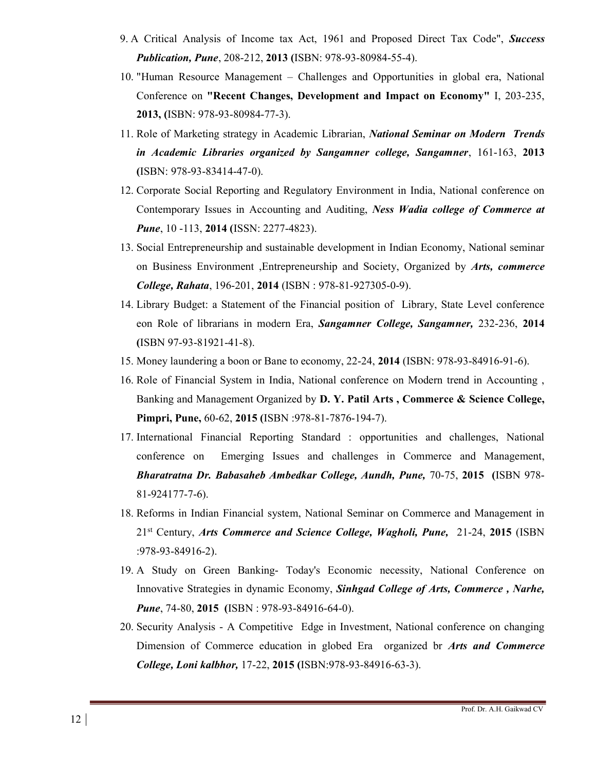9. A Critical Analysis of Income tax Act, 1961 and Proposed Direct Tax Code", ***Success Publication, Pune***, 208-212, **2013 (**ISBN: 978-93-80984-55-4).
10. "Human Resource Management – Challenges and Opportunities in global era, National Conference on **"Recent Changes, Development and Impact on Economy"** I, 203-235, **2013, (**ISBN: 978-93-80984-77-3).
11. Role of Marketing strategy in Academic Librarian, ***National Seminar on Modern Trends in Academic Libraries organized by Sangamner college, Sangamner***, 161-163, **2013 (**ISBN: 978-93-83414-47-0).
12. Corporate Social Reporting and Regulatory Environment in India, National conference on Contemporary Issues in Accounting and Auditing, ***Ness Wadia college of Commerce at Pune***, 10 -113, **2014 (**ISSN: 2277-4823).
13. Social Entrepreneurship and sustainable development in Indian Economy, National seminar on Business Environment ,Entrepreneurship and Society, Organized by ***Arts, commerce College, Rahata***, 196-201, **2014** (ISBN : 978-81-927305-0-9).
14. Library Budget: a Statement of the Financial position of Library, State Level conference eon Role of librarians in modern Era, ***Sangamner College, Sangamner,*** 232-236, **2014 (**ISBN 97-93-81921-41-8).
15. Money laundering a boon or Bane to economy, 22-24, **2014** (ISBN: 978-93-84916-91-6).
16. Role of Financial System in India, National conference on Modern trend in Accounting , Banking and Management Organized by **D. Y. Patil Arts , Commerce & Science College, Pimpri, Pune,** 60-62, **2015 (**ISBN :978-81-7876-194-7).
17. International Financial Reporting Standard : opportunities and challenges, National conference on Emerging Issues and challenges in Commerce and Management, ***Bharatratna Dr. Babasaheb Ambedkar College, Aundh, Pune,*** 70-75, **2015 (**ISBN 978-81-924177-7-6).
18. Reforms in Indian Financial system, National Seminar on Commerce and Management in 21st Century, ***Arts Commerce and Science College, Wagholi, Pune,*** 21-24, **2015** (ISBN :978-93-84916-2).
19. A Study on Green Banking- Today's Economic necessity, National Conference on Innovative Strategies in dynamic Economy, ***Sinhgad College of Arts, Commerce , Narhe, Pune***, 74-80, **2015 (**ISBN : 978-93-84916-64-0).
20. Security Analysis - A Competitive Edge in Investment, National conference on changing Dimension of Commerce education in globed Era organized br ***Arts and Commerce College, Loni kalbhor,*** 17-22, **2015 (**ISBN:978-93-84916-63-3).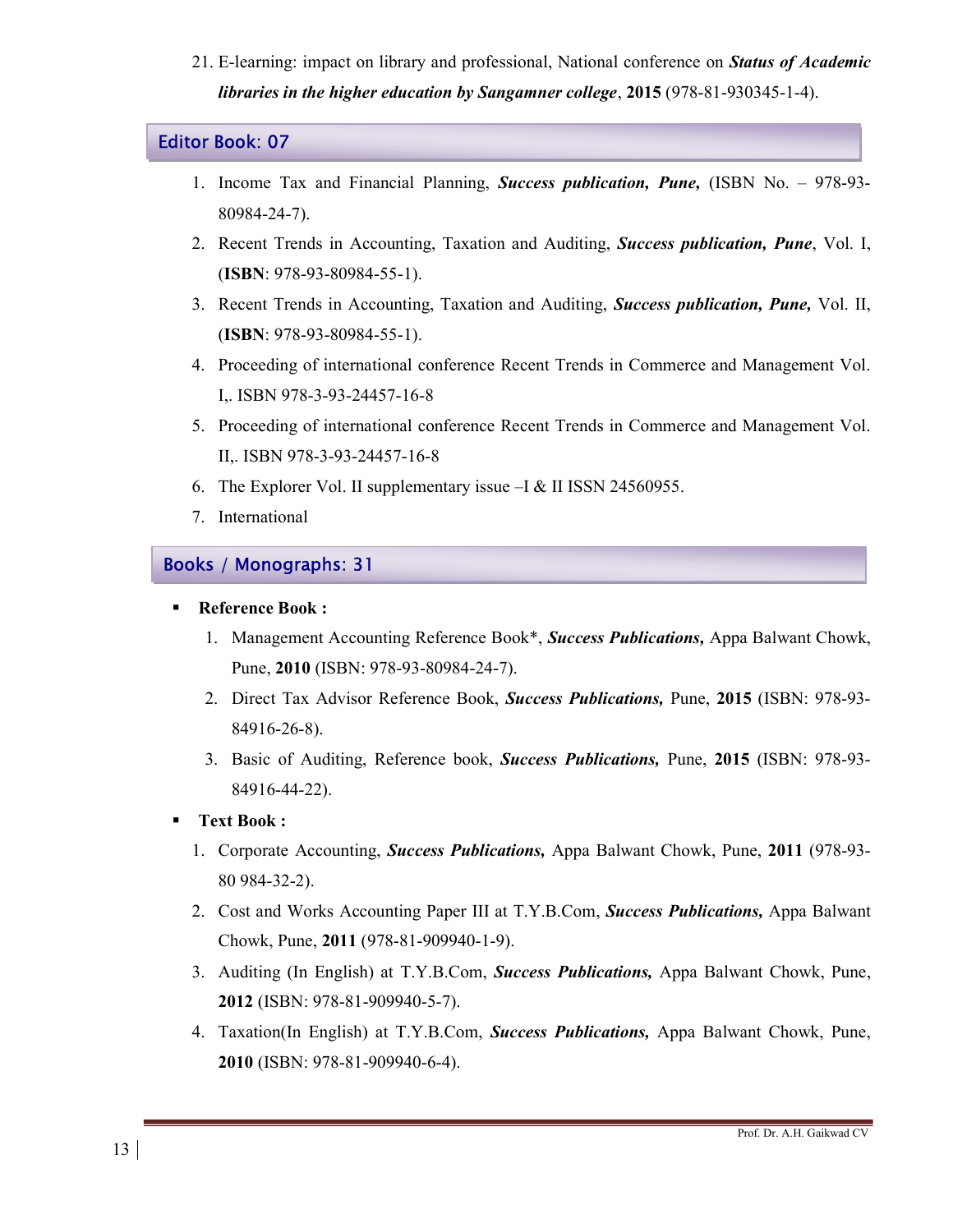21. E-learning: impact on library and professional, National conference on ***Status of Academic libraries in the higher education by Sangamner college***, **2015** (978-81-930345-1-4).

## Editor Book: 07

1. Income Tax and Financial Planning, ***Success publication, Pune,*** (ISBN No. – 978-93-80984-24-7).
2. Recent Trends in Accounting, Taxation and Auditing, ***Success publication, Pune***, Vol. I, (**ISBN**: 978-93-80984-55-1).
3. Recent Trends in Accounting, Taxation and Auditing, ***Success publication, Pune,*** Vol. II, (**ISBN**: 978-93-80984-55-1).
4. Proceeding of international conference Recent Trends in Commerce and Management Vol. I,. ISBN 978-3-93-24457-16-8
5. Proceeding of international conference Recent Trends in Commerce and Management Vol. II,. ISBN 978-3-93-24457-16-8
6. The Explorer Vol. II supplementary issue –I & II ISSN 24560955.
7. International

## Books / Monographs: 31

- **Reference Book :**
  1. Management Accounting Reference Book*, ***Success Publications,*** Appa Balwant Chowk, Pune, **2010** (ISBN: 978-93-80984-24-7).
  2. Direct Tax Advisor Reference Book, ***Success Publications,*** Pune, **2015** (ISBN: 978-93-84916-26-8).
  3. Basic of Auditing, Reference book, ***Success Publications,*** Pune, **2015** (ISBN: 978-93-84916-44-22).
- **Text Book :**
  1. Corporate Accounting, ***Success Publications,*** Appa Balwant Chowk, Pune, **2011** (978-93-80 984-32-2).
  2. Cost and Works Accounting Paper III at T.Y.B.Com, ***Success Publications,*** Appa Balwant Chowk, Pune, **2011** (978-81-909940-1-9).
  3. Auditing (In English) at T.Y.B.Com, ***Success Publications,*** Appa Balwant Chowk, Pune, **2012** (ISBN: 978-81-909940-5-7).
  4. Taxation(In English) at T.Y.B.Com, ***Success Publications,*** Appa Balwant Chowk, Pune, **2010** (ISBN: 978-81-909940-6-4).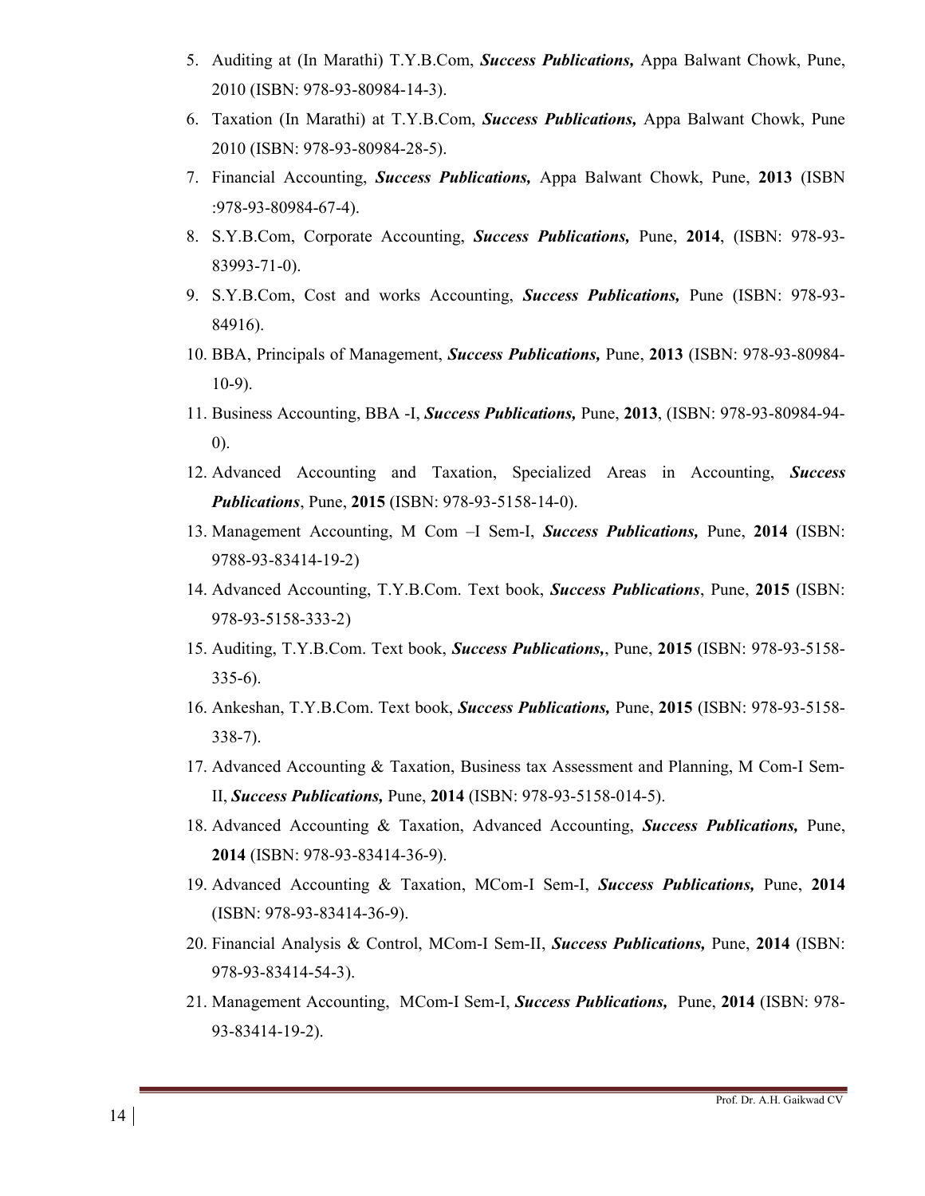5. Auditing at (In Marathi) T.Y.B.Com, ***Success Publications,*** Appa Balwant Chowk, Pune, 2010 (ISBN: 978-93-80984-14-3).
6. Taxation (In Marathi) at T.Y.B.Com, ***Success Publications,*** Appa Balwant Chowk, Pune 2010 (ISBN: 978-93-80984-28-5).
7. Financial Accounting, ***Success Publications,*** Appa Balwant Chowk, Pune, **2013** (ISBN :978-93-80984-67-4).
8. S.Y.B.Com, Corporate Accounting, ***Success Publications,*** Pune, **2014**, (ISBN: 978-93-83993-71-0).
9. S.Y.B.Com, Cost and works Accounting, ***Success Publications,*** Pune (ISBN: 978-93-84916).
10. BBA, Principals of Management, ***Success Publications,*** Pune, **2013** (ISBN: 978-93-80984-10-9).
11. Business Accounting, BBA -I, ***Success Publications,*** Pune, **2013**, (ISBN: 978-93-80984-94-0).
12. Advanced Accounting and Taxation, Specialized Areas in Accounting, ***Success Publications***, Pune, **2015** (ISBN: 978-93-5158-14-0).
13. Management Accounting, M Com –I Sem-I, ***Success Publications,*** Pune, **2014** (ISBN: 9788-93-83414-19-2)
14. Advanced Accounting, T.Y.B.Com. Text book, ***Success Publications***, Pune, **2015** (ISBN: 978-93-5158-333-2)
15. Auditing, T.Y.B.Com. Text book, ***Success Publications,***, Pune, **2015** (ISBN: 978-93-5158-335-6).
16. Ankeshan, T.Y.B.Com. Text book, ***Success Publications,*** Pune, **2015** (ISBN: 978-93-5158-338-7).
17. Advanced Accounting & Taxation, Business tax Assessment and Planning, M Com-I Sem-II, ***Success Publications,*** Pune, **2014** (ISBN: 978-93-5158-014-5).
18. Advanced Accounting & Taxation, Advanced Accounting, ***Success Publications,*** Pune, **2014** (ISBN: 978-93-83414-36-9).
19. Advanced Accounting & Taxation, MCom-I Sem-I, ***Success Publications,*** Pune, **2014** (ISBN: 978-93-83414-36-9).
20. Financial Analysis & Control, MCom-I Sem-II, ***Success Publications,*** Pune, **2014** (ISBN: 978-93-83414-54-3).
21. Management Accounting, MCom-I Sem-I, ***Success Publications,*** Pune, **2014** (ISBN: 978-93-83414-19-2).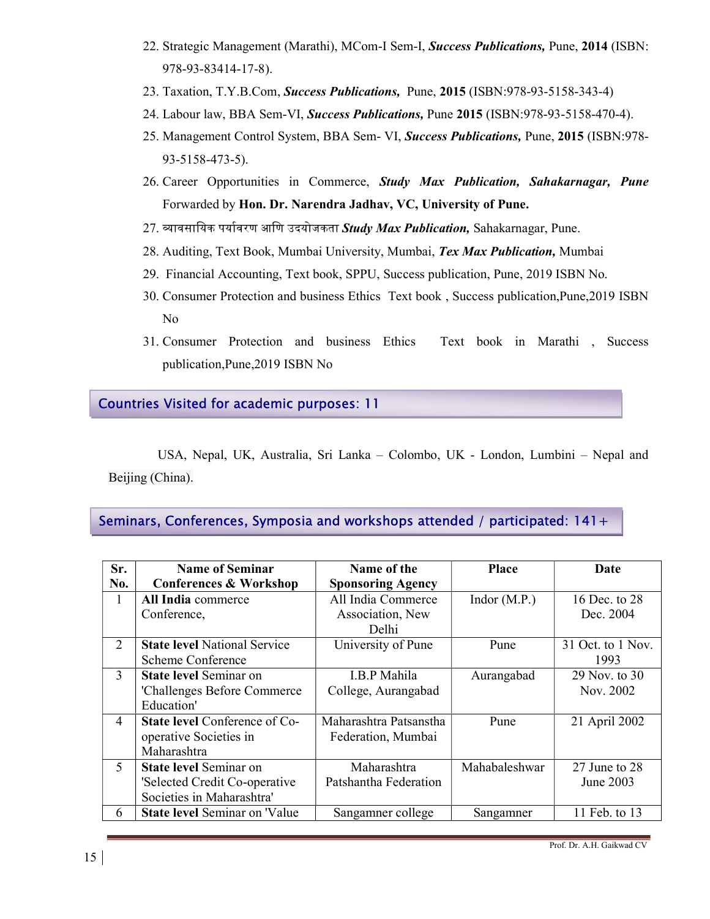22. Strategic Management (Marathi), MCom-I Sem-I, ***Success Publications,*** Pune, **2014** (ISBN: 978-93-83414-17-8).
23. Taxation, T.Y.B.Com, ***Success Publications,*** Pune, **2015** (ISBN:978-93-5158-343-4)
24. Labour law, BBA Sem-VI, ***Success Publications,*** Pune **2015** (ISBN:978-93-5158-470-4).
25. Management Control System, BBA Sem- VI, ***Success Publications,*** Pune, **2015** (ISBN:978-93-5158-473-5).
26. Career Opportunities in Commerce, ***Study Max Publication, Sahakarnagar, Pune*** Forwarded by **Hon. Dr. Narendra Jadhav, VC, University of Pune.**
27. व्यावसायिक पर्यावरण आणि उदयोजकता ***Study Max Publication,*** Sahakarnagar, Pune.
28. Auditing, Text Book, Mumbai University, Mumbai, ***Tex Max Publication,*** Mumbai
29. Financial Accounting, Text book, SPPU, Success publication, Pune, 2019 ISBN No.
30. Consumer Protection and business Ethics Text book , Success publication,Pune,2019 ISBN No
31. Consumer Protection and business Ethics Text book in Marathi , Success publication,Pune,2019 ISBN No

## Countries Visited for academic purposes: 11

USA, Nepal, UK, Australia, Sri Lanka – Colombo, UK - London, Lumbini – Nepal and Beijing (China).

## Seminars, Conferences, Symposia and workshops attended / participated: 141+

| Sr. No. | Name of Seminar Conferences & Workshop | Name of the Sponsoring Agency | Place | Date |
|---|---|---|---|---|
| 1 | **All India** commerce Conference, | All India Commerce Association, New Delhi | Indor (M.P.) | 16 Dec. to 28 Dec. 2004 |
| 2 | **State level** National Service Scheme Conference | University of Pune | Pune | 31 Oct. to 1 Nov. 1993 |
| 3 | **State level** Seminar on 'Challenges Before Commerce Education' | I.B.P Mahila College, Aurangabad | Aurangabad | 29 Nov. to 30 Nov. 2002 |
| 4 | **State level** Conference of Co-operative Societies in Maharashtra | Maharashtra Patsanstha Federation, Mumbai | Pune | 21 April 2002 |
| 5 | **State level** Seminar on 'Selected Credit Co-operative Societies in Maharashtra' | Maharashtra Patshantha Federation | Mahabaleshwar | 27 June to 28 June 2003 |
| 6 | **State level** Seminar on 'Value | Sangamner college | Sangamner | 11 Feb. to 13 |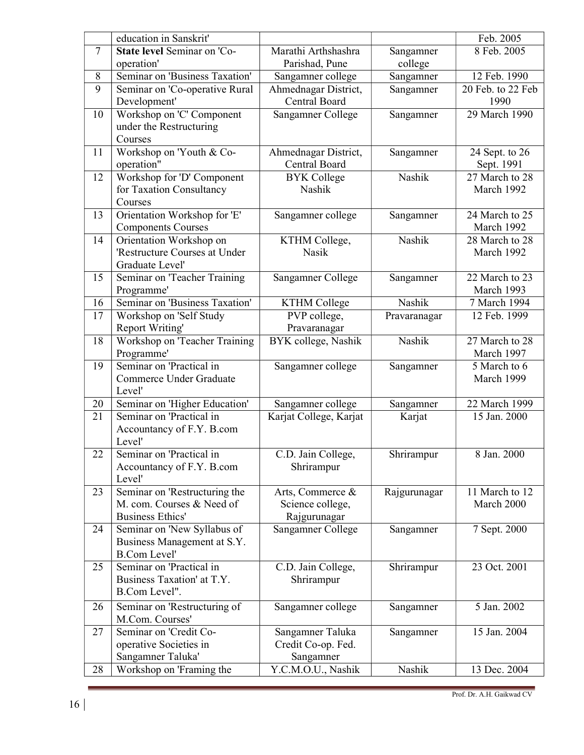| | | | | |
|---|---|---|---|---|
| | education in Sanskrit' | | | Feb. 2005 |
| 7 | **State level** Seminar on 'Co-operation' | Marathi Arthshashra Parishad, Pune | Sangamner college | 8 Feb. 2005 |
| 8 | Seminar on 'Business Taxation' | Sangamner college | Sangamner | 12 Feb. 1990 |
| 9 | Seminar on 'Co-operative Rural Development' | Ahmednagar District, Central Board | Sangamner | 20 Feb. to 22 Feb 1990 |
| 10 | Workshop on 'C' Component under the Restructuring Courses | Sangamner College | Sangamner | 29 March 1990 |
| 11 | Workshop on 'Youth & Co-operation" | Ahmednagar District, Central Board | Sangamner | 24 Sept. to 26 Sept. 1991 |
| 12 | Workshop for 'D' Component for Taxation Consultancy Courses | BYK College Nashik | Nashik | 27 March to 28 March 1992 |
| 13 | Orientation Workshop for 'E' Components Courses | Sangamner college | Sangamner | 24 March to 25 March 1992 |
| 14 | Orientation Workshop on 'Restructure Courses at Under Graduate Level' | KTHM College, Nasik | Nashik | 28 March to 28 March 1992 |
| 15 | Seminar on 'Teacher Training Programme' | Sangamner College | Sangamner | 22 March to 23 March 1993 |
| 16 | Seminar on 'Business Taxation' | KTHM College | Nashik | 7 March 1994 |
| 17 | Workshop on 'Self Study Report Writing' | PVP college, Pravaranagar | Pravaranagar | 12 Feb. 1999 |
| 18 | Workshop on 'Teacher Training Programme' | BYK college, Nashik | Nashik | 27 March to 28 March 1997 |
| 19 | Seminar on 'Practical in Commerce Under Graduate Level' | Sangamner college | Sangamner | 5 March to 6 March 1999 |
| 20 | Seminar on 'Higher Education' | Sangamner college | Sangamner | 22 March 1999 |
| 21 | Seminar on 'Practical in Accountancy of F.Y. B.com Level' | Karjat College, Karjat | Karjat | 15 Jan. 2000 |
| 22 | Seminar on 'Practical in Accountancy of F.Y. B.com Level' | C.D. Jain College, Shrirampur | Shrirampur | 8 Jan. 2000 |
| 23 | Seminar on 'Restructuring the M. com. Courses & Need of Business Ethics' | Arts, Commerce & Science college, Rajgurunagar | Rajgurunagar | 11 March to 12 March 2000 |
| 24 | Seminar on 'New Syllabus of Business Management at S.Y. B.Com Level' | Sangamner College | Sangamner | 7 Sept. 2000 |
| 25 | Seminar on 'Practical in Business Taxation' at T.Y. B.Com Level". | C.D. Jain College, Shrirampur | Shrirampur | 23 Oct. 2001 |
| 26 | Seminar on 'Restructuring of M.Com. Courses' | Sangamner college | Sangamner | 5 Jan. 2002 |
| 27 | Seminar on 'Credit Co-operative Societies in Sangamner Taluka' | Sangamner Taluka Credit Co-op. Fed. Sangamner | Sangamner | 15 Jan. 2004 |
| 28 | Workshop on 'Framing the | Y.C.M.O.U., Nashik | Nashik | 13 Dec. 2004 |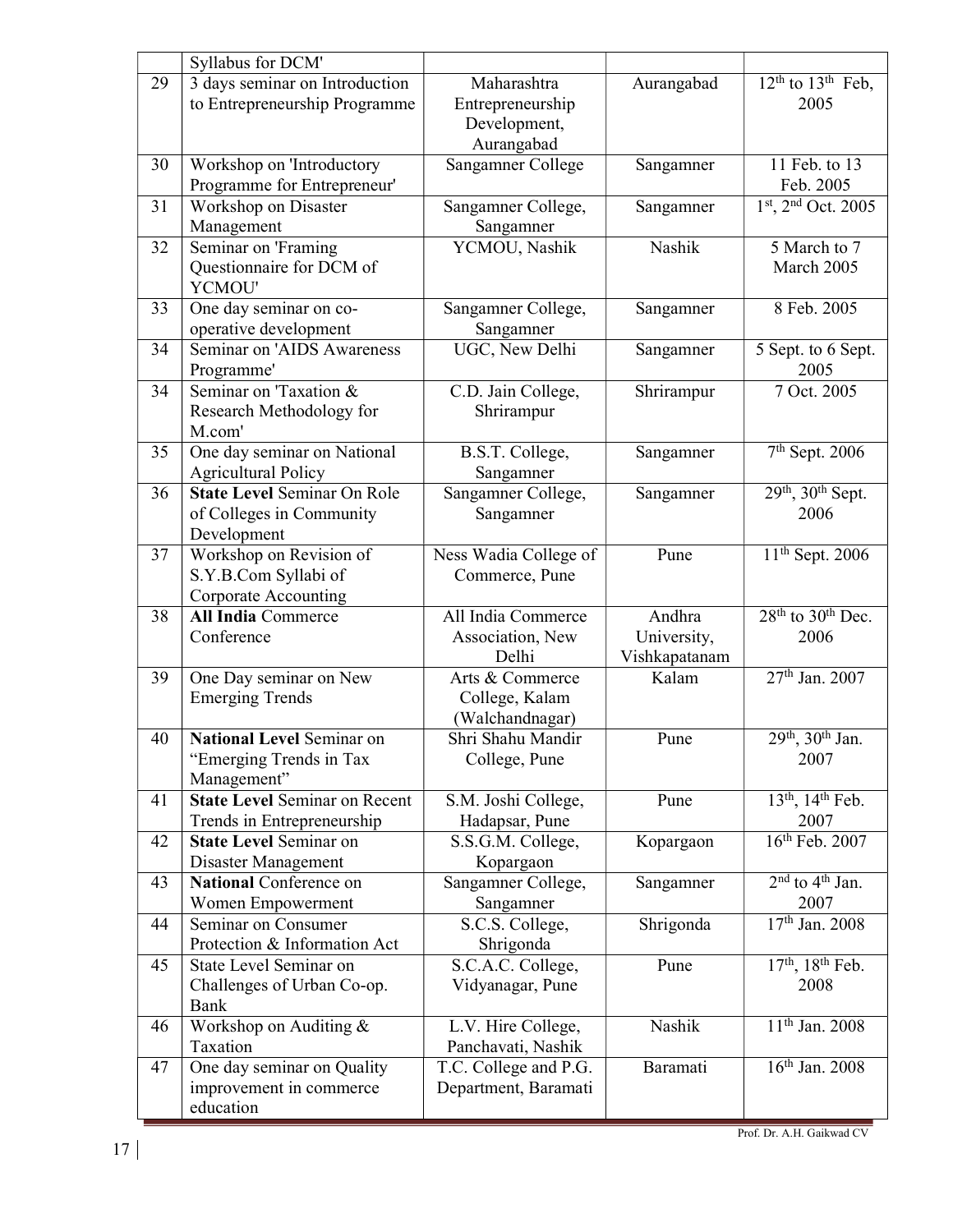| | | | | |
|---|---|---|---|---|
| | Syllabus for DCM' | | | |
| 29 | 3 days seminar on Introduction to Entrepreneurship Programme | Maharashtra Entrepreneurship Development, Aurangabad | Aurangabad | 12th to 13th Feb, 2005 |
| 30 | Workshop on 'Introductory Programme for Entrepreneur' | Sangamner College | Sangamner | 11 Feb. to 13 Feb. 2005 |
| 31 | Workshop on Disaster Management | Sangamner College, Sangamner | Sangamner | 1st, 2nd Oct. 2005 |
| 32 | Seminar on 'Framing Questionnaire for DCM of YCMOU' | YCMOU, Nashik | Nashik | 5 March to 7 March 2005 |
| 33 | One day seminar on co-operative development | Sangamner College, Sangamner | Sangamner | 8 Feb. 2005 |
| 34 | Seminar on 'AIDS Awareness Programme' | UGC, New Delhi | Sangamner | 5 Sept. to 6 Sept. 2005 |
| 34 | Seminar on 'Taxation & Research Methodology for M.com' | C.D. Jain College, Shrirampur | Shrirampur | 7 Oct. 2005 |
| 35 | One day seminar on National Agricultural Policy | B.S.T. College, Sangamner | Sangamner | 7th Sept. 2006 |
| 36 | **State Level** Seminar On Role of Colleges in Community Development | Sangamner College, Sangamner | Sangamner | 29th, 30th Sept. 2006 |
| 37 | Workshop on Revision of S.Y.B.Com Syllabi of Corporate Accounting | Ness Wadia College of Commerce, Pune | Pune | 11th Sept. 2006 |
| 38 | **All India** Commerce Conference | All India Commerce Association, New Delhi | Andhra University, Vishkapatanam | 28th to 30th Dec. 2006 |
| 39 | One Day seminar on New Emerging Trends | Arts & Commerce College, Kalam (Walchandnagar) | Kalam | 27th Jan. 2007 |
| 40 | **National Level** Seminar on "Emerging Trends in Tax Management" | Shri Shahu Mandir College, Pune | Pune | 29th, 30th Jan. 2007 |
| 41 | **State Level** Seminar on Recent Trends in Entrepreneurship | S.M. Joshi College, Hadapsar, Pune | Pune | 13th, 14th Feb. 2007 |
| 42 | **State Level** Seminar on Disaster Management | S.S.G.M. College, Kopargaon | Kopargaon | 16th Feb. 2007 |
| 43 | **National** Conference on Women Empowerment | Sangamner College, Sangamner | Sangamner | 2nd to 4th Jan. 2007 |
| 44 | Seminar on Consumer Protection & Information Act | S.C.S. College, Shrigonda | Shrigonda | 17th Jan. 2008 |
| 45 | State Level Seminar on Challenges of Urban Co-op. Bank | S.C.A.C. College, Vidyanagar, Pune | Pune | 17th, 18th Feb. 2008 |
| 46 | Workshop on Auditing & Taxation | L.V. Hire College, Panchavati, Nashik | Nashik | 11th Jan. 2008 |
| 47 | One day seminar on Quality improvement in commerce education | T.C. College and P.G. Department, Baramati | Baramati | 16th Jan. 2008 |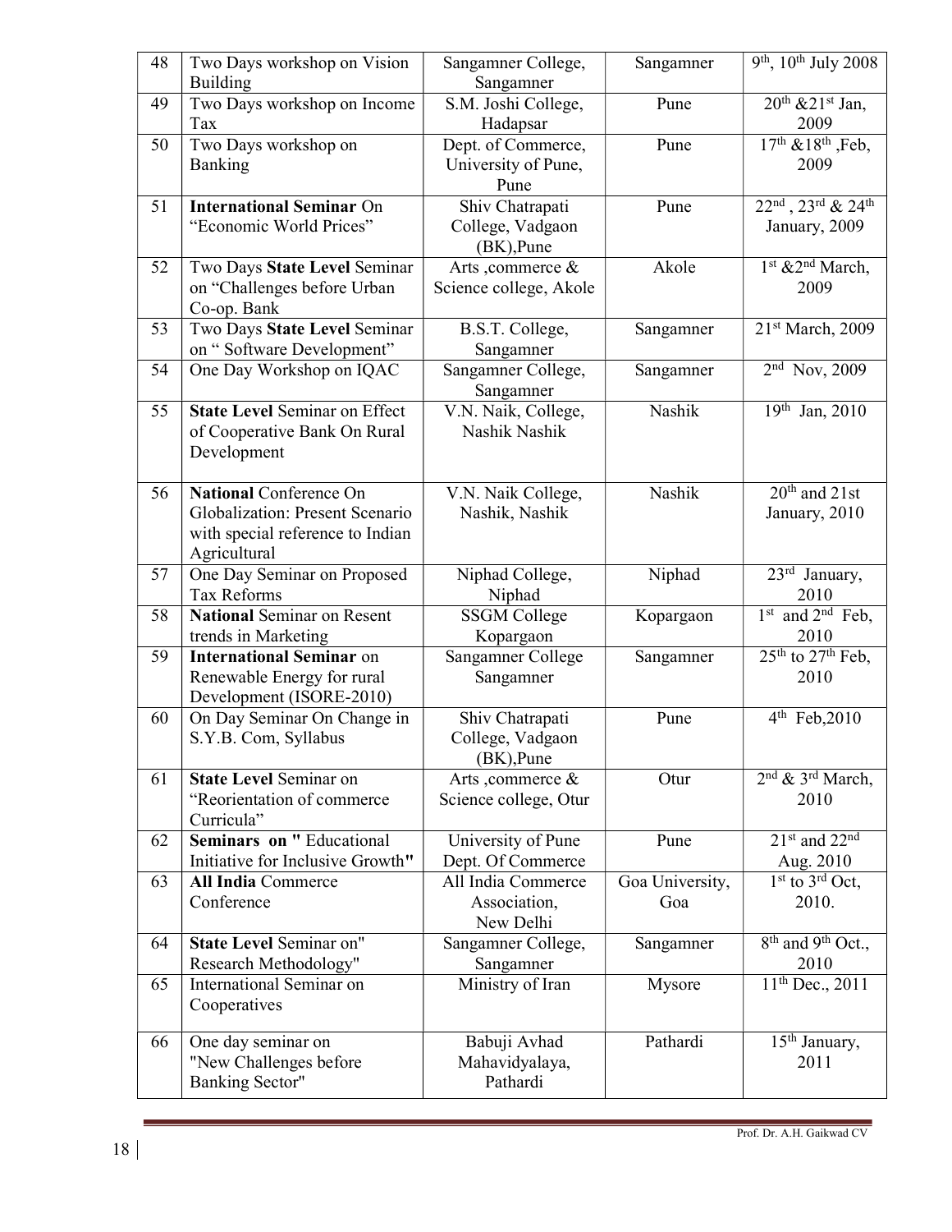| 48 | Two Days workshop on Vision Building | Sangamner College, Sangamner | Sangamner | 9th, 10th July 2008 |
|---|---|---|---|---|
| 49 | Two Days workshop on Income Tax | S.M. Joshi College, Hadapsar | Pune | 20th &21st Jan, 2009 |
| 50 | Two Days workshop on Banking | Dept. of Commerce, University of Pune, Pune | Pune | 17th &18th ,Feb, 2009 |
| 51 | **International Seminar** On "Economic World Prices" | Shiv Chatrapati College, Vadgaon (BK),Pune | Pune | 22nd , 23rd & 24th January, 2009 |
| 52 | Two Days **State Level** Seminar on "Challenges before Urban Co-op. Bank | Arts ,commerce & Science college, Akole | Akole | 1st &2nd March, 2009 |
| 53 | Two Days **State Level** Seminar on " Software Development" | B.S.T. College, Sangamner | Sangamner | 21st March, 2009 |
| 54 | One Day Workshop on IQAC | Sangamner College, Sangamner | Sangamner | 2nd Nov, 2009 |
| 55 | **State Level** Seminar on Effect of Cooperative Bank On Rural Development | V.N. Naik, College, Nashik Nashik | Nashik | 19th Jan, 2010 |
| 56 | **National** Conference On Globalization: Present Scenario with special reference to Indian Agricultural | V.N. Naik College, Nashik, Nashik | Nashik | 20th and 21st January, 2010 |
| 57 | One Day Seminar on Proposed Tax Reforms | Niphad College, Niphad | Niphad | 23rd January, 2010 |
| 58 | **National** Seminar on Resent trends in Marketing | SSGM College Kopargaon | Kopargaon | 1st and 2nd Feb, 2010 |
| 59 | **International Seminar** on Renewable Energy for rural Development (ISORE-2010) | Sangamner College Sangamner | Sangamner | 25th to 27th Feb, 2010 |
| 60 | On Day Seminar On Change in S.Y.B. Com, Syllabus | Shiv Chatrapati College, Vadgaon (BK),Pune | Pune | 4th Feb,2010 |
| 61 | **State Level** Seminar on "Reorientation of commerce Curricula" | Arts ,commerce & Science college, Otur | Otur | 2nd & 3rd March, 2010 |
| 62 | **Seminars on "** Educational Initiative for Inclusive Growth**"** | University of Pune Dept. Of Commerce | Pune | 21st and 22nd Aug. 2010 |
| 63 | **All India** Commerce Conference | All India Commerce Association, New Delhi | Goa University, Goa | 1st to 3rd Oct, 2010. |
| 64 | **State Level** Seminar on" Research Methodology" | Sangamner College, Sangamner | Sangamner | 8th and 9th Oct., 2010 |
| 65 | International Seminar on Cooperatives | Ministry of Iran | Mysore | 11th Dec., 2011 |
| 66 | One day seminar on "New Challenges before Banking Sector" | Babuji Avhad Mahavidyalaya, Pathardi | Pathardi | 15th January, 2011 |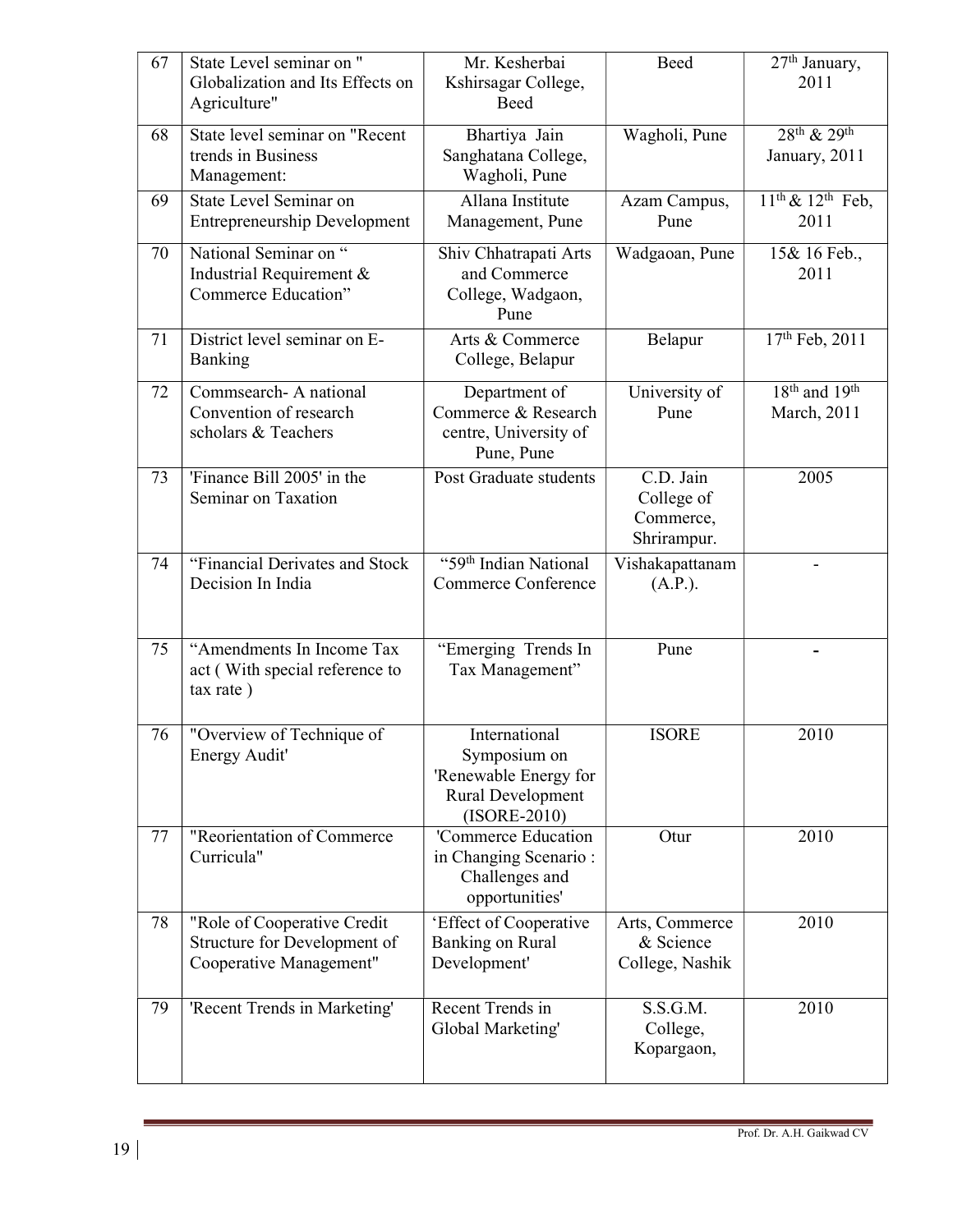| 67 | State Level seminar on " Globalization and Its Effects on Agriculture" | Mr. Kesherbai Kshirsagar College, Beed | Beed | 27th January, 2011 |
|---|---|---|---|---|
| 68 | State level seminar on "Recent trends in Business Management: | Bhartiya Jain Sanghatana College, Wagholi, Pune | Wagholi, Pune | 28th & 29th January, 2011 |
| 69 | State Level Seminar on Entrepreneurship Development | Allana Institute Management, Pune | Azam Campus, Pune | 11th & 12th Feb, 2011 |
| 70 | National Seminar on " Industrial Requirement & Commerce Education" | Shiv Chhatrapati Arts and Commerce College, Wadgaon, Pune | Wadgaoan, Pune | 15& 16 Feb., 2011 |
| 71 | District level seminar on E-Banking | Arts & Commerce College, Belapur | Belapur | 17th Feb, 2011 |
| 72 | Commsearch- A national Convention of research scholars & Teachers | Department of Commerce & Research centre, University of Pune, Pune | University of Pune | 18th and 19th March, 2011 |
| 73 | 'Finance Bill 2005' in the Seminar on Taxation | Post Graduate students | C.D. Jain College of Commerce, Shrirampur. | 2005 |
| 74 | "Financial Derivates and Stock Decision In India | "59th Indian National Commerce Conference | Vishakapattanam (A.P.). | - |
| 75 | "Amendments In Income Tax act ( With special reference to tax rate ) | "Emerging Trends In Tax Management" | Pune | - |
| 76 | "Overview of Technique of Energy Audit' | International Symposium on 'Renewable Energy for Rural Development (ISORE-2010) | ISORE | 2010 |
| 77 | "Reorientation of Commerce Curricula" | 'Commerce Education in Changing Scenario : Challenges and opportunities' | Otur | 2010 |
| 78 | "Role of Cooperative Credit Structure for Development of Cooperative Management" | 'Effect of Cooperative Banking on Rural Development' | Arts, Commerce & Science College, Nashik | 2010 |
| 79 | 'Recent Trends in Marketing' | Recent Trends in Global Marketing' | S.S.G.M. College, Kopargaon, | 2010 |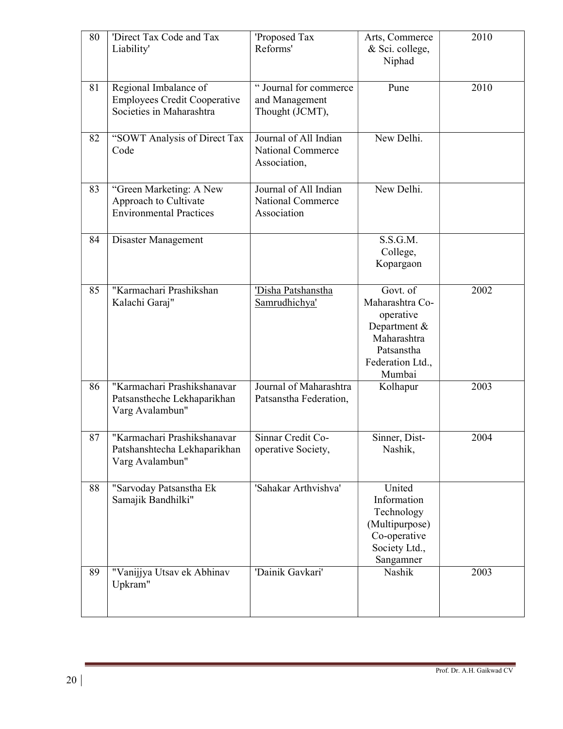| 80 | 'Direct Tax Code and Tax Liability' | 'Proposed Tax Reforms' | Arts, Commerce & Sci. college, Niphad | 2010 |
|---|---|---|---|---|
| 81 | Regional Imbalance of Employees Credit Cooperative Societies in Maharashtra | " Journal for commerce and Management Thought (JCMT), | Pune | 2010 |
| 82 | "SOWT Analysis of Direct Tax Code | Journal of All Indian National Commerce Association, | New Delhi. | |
| 83 | "Green Marketing: A New Approach to Cultivate Environmental Practices | Journal of All Indian National Commerce Association | New Delhi. | |
| 84 | Disaster Management | | S.S.G.M. College, Kopargaon | |
| 85 | "Karmachari Prashikshan Kalachi Garaj" | 'Disha Patshanstha Samrudhichya' | Govt. of Maharashtra Co-operative Department & Maharashtra Patsanstha Federation Ltd., Mumbai | 2002 |
| 86 | "Karmachari Prashikshanavar Patsanstheche Lekhaparikhan Varg Avalambun" | Journal of Maharashtra Patsanstha Federation, | Kolhapur | 2003 |
| 87 | "Karmachari Prashikshanavar Patshanshtecha Lekhaparikhan Varg Avalambun" | Sinnar Credit Co-operative Society, | Sinner, Dist-Nashik, | 2004 |
| 88 | "Sarvoday Patsanstha Ek Samajik Bandhilki" | 'Sahakar Arthvishva' | United Information Technology (Multipurpose) Co-operative Society Ltd., Sangamner | |
| 89 | "Vanijjya Utsav ek Abhinav Upkram" | 'Dainik Gavkari' | Nashik | 2003 |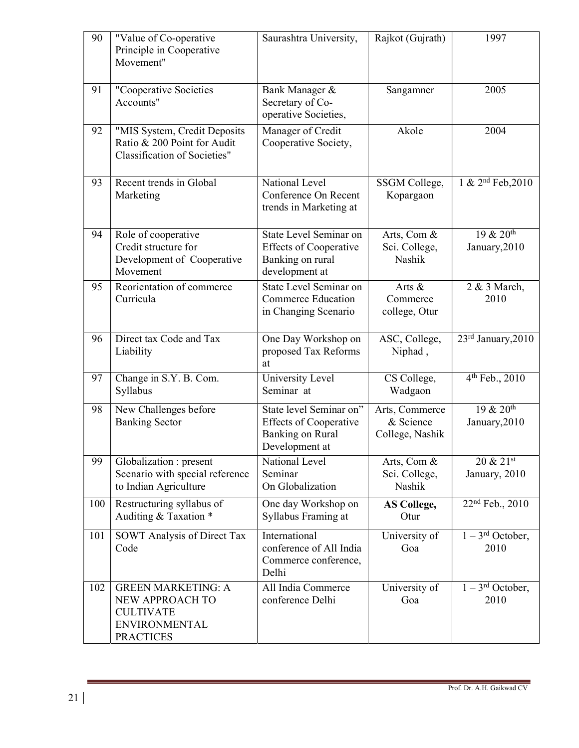| 90 | "Value of Co-operative Principle in Cooperative Movement" | Saurashtra University, | Rajkot (Gujrath) | 1997 |
|---|---|---|---|---|
| 91 | "Cooperative Societies Accounts" | Bank Manager & Secretary of Co-operative Societies, | Sangamner | 2005 |
| 92 | "MIS System, Credit Deposits Ratio & 200 Point for Audit Classification of Societies" | Manager of Credit Cooperative Society, | Akole | 2004 |
| 93 | Recent trends in Global Marketing | National Level Conference On Recent trends in Marketing at | SSGM College, Kopargaon | 1 & 2nd Feb,2010 |
| 94 | Role of cooperative Credit structure for Development of Cooperative Movement | State Level Seminar on Effects of Cooperative Banking on rural development at | Arts, Com & Sci. College, Nashik | 19 & 20th January,2010 |
| 95 | Reorientation of commerce Curricula | State Level Seminar on Commerce Education in Changing Scenario | Arts & Commerce college, Otur | 2 & 3 March, 2010 |
| 96 | Direct tax Code and Tax Liability | One Day Workshop on proposed Tax Reforms at | ASC, College, Niphad , | 23rd January,2010 |
| 97 | Change in S.Y. B. Com. Syllabus | University Level Seminar at | CS College, Wadgaon | 4th Feb., 2010 |
| 98 | New Challenges before Banking Sector | State level Seminar on" Effects of Cooperative Banking on Rural Development at | Arts, Commerce & Science College, Nashik | 19 & 20th January,2010 |
| 99 | Globalization : present Scenario with special reference to Indian Agriculture | National Level Seminar On Globalization | Arts, Com & Sci. College, Nashik | 20 & 21st January, 2010 |
| 100 | Restructuring syllabus of Auditing & Taxation * | One day Workshop on Syllabus Framing at | **AS College,** Otur | 22nd Feb., 2010 |
| 101 | SOWT Analysis of Direct Tax Code | International conference of All India Commerce conference, Delhi | University of Goa | 1 – 3rd October, 2010 |
| 102 | GREEN MARKETING: A NEW APPROACH TO CULTIVATE ENVIRONMENTAL PRACTICES | All India Commerce conference Delhi | University of Goa | 1 – 3rd October, 2010 |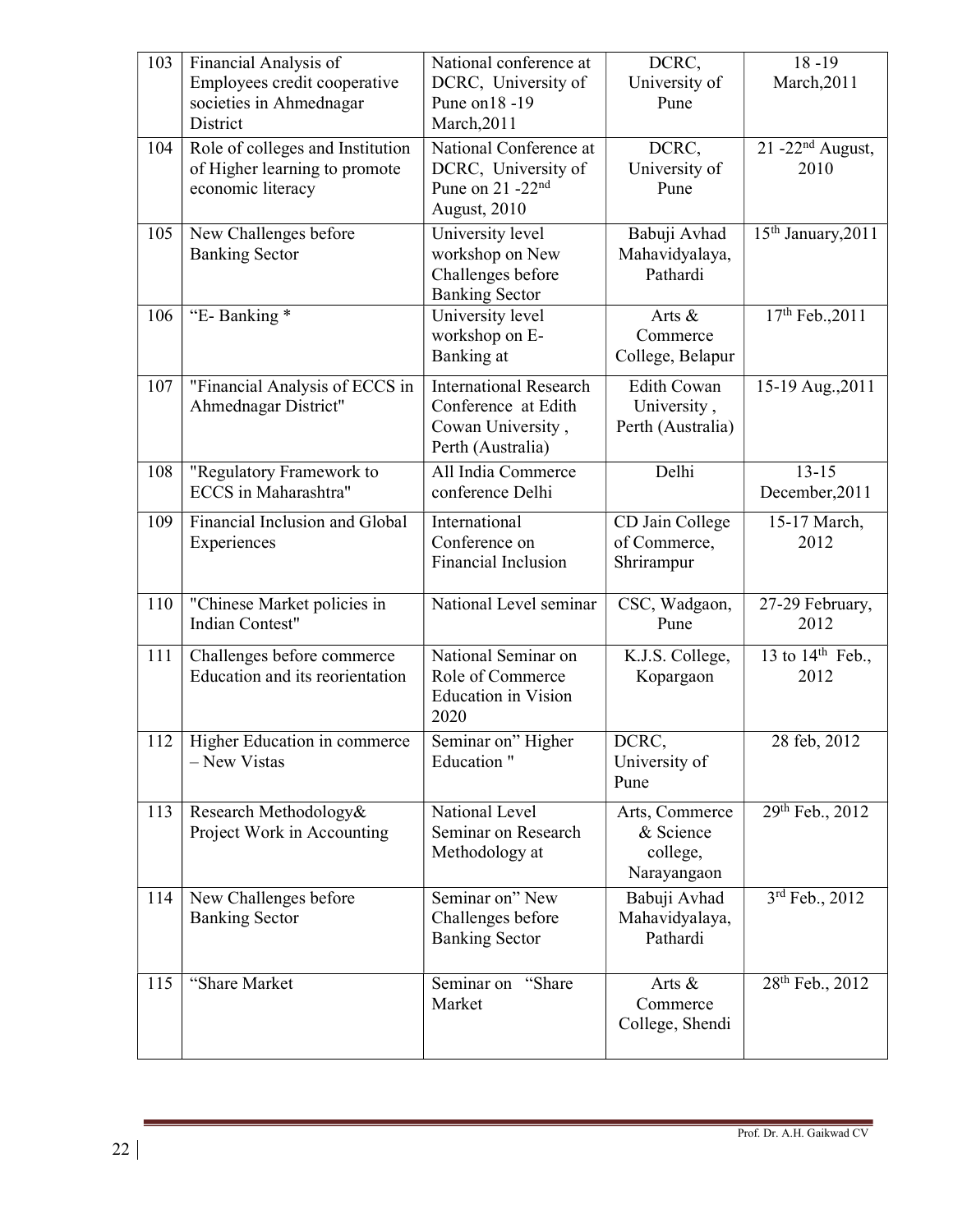| 103 | Financial Analysis of Employees credit cooperative societies in Ahmednagar District | National conference at DCRC, University of Pune on18 -19 March,2011 | DCRC, University of Pune | 18 -19 March,2011 |
|---|---|---|---|---|
| 104 | Role of colleges and Institution of Higher learning to promote economic literacy | National Conference at DCRC, University of Pune on 21 -22nd August, 2010 | DCRC, University of Pune | 21 -22nd August, 2010 |
| 105 | New Challenges before Banking Sector | University level workshop on New Challenges before Banking Sector | Babuji Avhad Mahavidyalaya, Pathardi | 15th January,2011 |
| 106 | "E- Banking * | University level workshop on E-Banking at | Arts & Commerce College, Belapur | 17th Feb.,2011 |
| 107 | "Financial Analysis of ECCS in Ahmednagar District" | International Research Conference at Edith Cowan University , Perth (Australia) | Edith Cowan University , Perth (Australia) | 15-19 Aug.,2011 |
| 108 | "Regulatory Framework to ECCS in Maharashtra" | All India Commerce conference Delhi | Delhi | 13-15 December,2011 |
| 109 | Financial Inclusion and Global Experiences | International Conference on Financial Inclusion | CD Jain College of Commerce, Shrirampur | 15-17 March, 2012 |
| 110 | "Chinese Market policies in Indian Contest" | National Level seminar | CSC, Wadgaon, Pune | 27-29 February, 2012 |
| 111 | Challenges before commerce Education and its reorientation | National Seminar on Role of Commerce Education in Vision 2020 | K.J.S. College, Kopargaon | 13 to 14th Feb., 2012 |
| 112 | Higher Education in commerce – New Vistas | Seminar on" Higher Education " | DCRC, University of Pune | 28 feb, 2012 |
| 113 | Research Methodology& Project Work in Accounting | National Level Seminar on Research Methodology at | Arts, Commerce & Science college, Narayangaon | 29th Feb., 2012 |
| 114 | New Challenges before Banking Sector | Seminar on" New Challenges before Banking Sector | Babuji Avhad Mahavidyalaya, Pathardi | 3rd Feb., 2012 |
| 115 | "Share Market | Seminar on "Share Market | Arts & Commerce College, Shendi | 28th Feb., 2012 |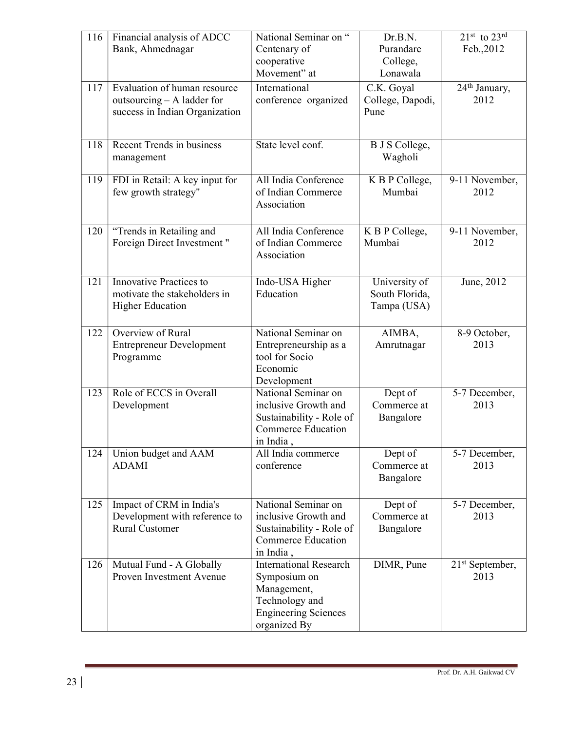| 116 | Financial analysis of ADCC Bank, Ahmednagar | National Seminar on " Centenary of cooperative Movement" at | Dr.B.N. Purandare College, Lonawala | 21st to 23rd Feb.,2012 |
|---|---|---|---|---|
| 117 | Evaluation of human resource outsourcing – A ladder for success in Indian Organization | International conference organized | C.K. Goyal College, Dapodi, Pune | 24th January, 2012 |
| 118 | Recent Trends in business management | State level conf. | B J S College, Wagholi | |
| 119 | FDI in Retail: A key input for few growth strategy" | All India Conference of Indian Commerce Association | K B P College, Mumbai | 9-11 November, 2012 |
| 120 | "Trends in Retailing and Foreign Direct Investment " | All India Conference of Indian Commerce Association | K B P College, Mumbai | 9-11 November, 2012 |
| 121 | Innovative Practices to motivate the stakeholders in Higher Education | Indo-USA Higher Education | University of South Florida, Tampa (USA) | June, 2012 |
| 122 | Overview of Rural Entrepreneur Development Programme | National Seminar on Entrepreneurship as a tool for Socio Economic Development | AIMBA, Amrutnagar | 8-9 October, 2013 |
| 123 | Role of ECCS in Overall Development | National Seminar on inclusive Growth and Sustainability - Role of Commerce Education in India , | Dept of Commerce at Bangalore | 5-7 December, 2013 |
| 124 | Union budget and AAM ADAMI | All India commerce conference | Dept of Commerce at Bangalore | 5-7 December, 2013 |
| 125 | Impact of CRM in India's Development with reference to Rural Customer | National Seminar on inclusive Growth and Sustainability - Role of Commerce Education in India , | Dept of Commerce at Bangalore | 5-7 December, 2013 |
| 126 | Mutual Fund - A Globally Proven Investment Avenue | International Research Symposium on Management, Technology and Engineering Sciences organized By | DIMR, Pune | 21st September, 2013 |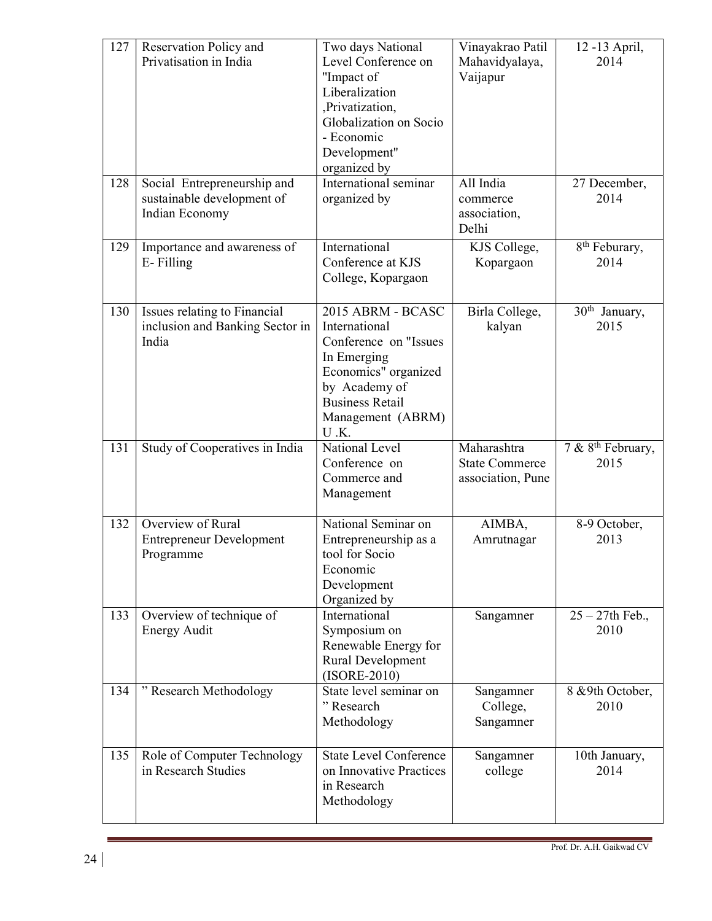| 127 | Reservation Policy and Privatisation in India | Two days National Level Conference on "Impact of Liberalization ,Privatization, Globalization on Socio - Economic Development" organized by | Vinayakrao Patil Mahavidyalaya, Vaijapur | 12 -13 April, 2014 |
|---|---|---|---|---|
| 128 | Social Entrepreneurship and sustainable development of Indian Economy | International seminar organized by | All India commerce association, Delhi | 27 December, 2014 |
| 129 | Importance and awareness of E- Filling | International Conference at KJS College, Kopargaon | KJS College, Kopargaon | 8th Feburary, 2014 |
| 130 | Issues relating to Financial inclusion and Banking Sector in India | 2015 ABRM - BCASC International Conference on "Issues In Emerging Economics" organized by Academy of Business Retail Management (ABRM) U .K. | Birla College, kalyan | 30th January, 2015 |
| 131 | Study of Cooperatives in India | National Level Conference on Commerce and Management | Maharashtra State Commerce association, Pune | 7 & 8th February, 2015 |
| 132 | Overview of Rural Entrepreneur Development Programme | National Seminar on Entrepreneurship as a tool for Socio Economic Development Organized by | AIMBA, Amrutnagar | 8-9 October, 2013 |
| 133 | Overview of technique of Energy Audit | International Symposium on Renewable Energy for Rural Development (ISORE-2010) | Sangamner | 25 – 27th Feb., 2010 |
| 134 | " Research Methodology | State level seminar on " Research Methodology | Sangamner College, Sangamner | 8 &9th October, 2010 |
| 135 | Role of Computer Technology in Research Studies | State Level Conference on Innovative Practices in Research Methodology | Sangamner college | 10th January, 2014 |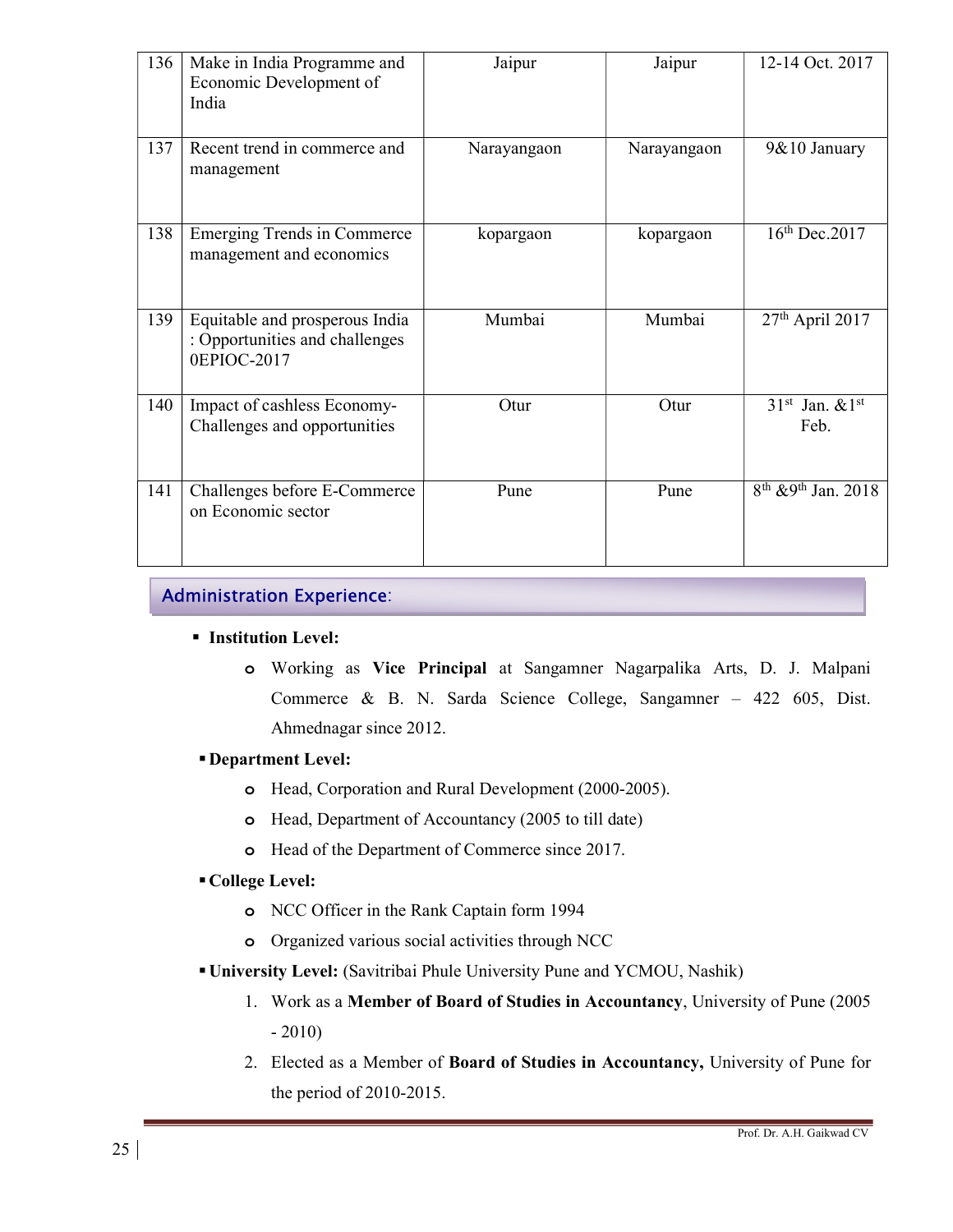| 136 | Make in India Programme and Economic Development of India | Jaipur | Jaipur | 12-14 Oct. 2017 |
|---|---|---|---|---|
| 137 | Recent trend in commerce and management | Narayangaon | Narayangaon | 9&10 January |
| 138 | Emerging Trends in Commerce management and economics | kopargaon | kopargaon | 16th Dec.2017 |
| 139 | Equitable and prosperous India : Opportunities and challenges 0EPIOC-2017 | Mumbai | Mumbai | 27th April 2017 |
| 140 | Impact of cashless Economy-Challenges and opportunities | Otur | Otur | 31st Jan. &1st Feb. |
| 141 | Challenges before E-Commerce on Economic sector | Pune | Pune | 8th &9th Jan. 2018 |

## Administration Experience:

- **Institution Level:**
  - Working as **Vice Principal** at Sangamner Nagarpalika Arts, D. J. Malpani Commerce & B. N. Sarda Science College, Sangamner – 422 605, Dist. Ahmednagar since 2012.
- **Department Level:**
  - Head, Corporation and Rural Development (2000-2005).
  - Head, Department of Accountancy (2005 to till date)
  - Head of the Department of Commerce since 2017.
- **College Level:**
  - NCC Officer in the Rank Captain form 1994
  - Organized various social activities through NCC
- **University Level:** (Savitribai Phule University Pune and YCMOU, Nashik)
  1. Work as a **Member of Board of Studies in Accountancy**, University of Pune (2005 - 2010)
  2. Elected as a Member of **Board of Studies in Accountancy,** University of Pune for the period of 2010-2015.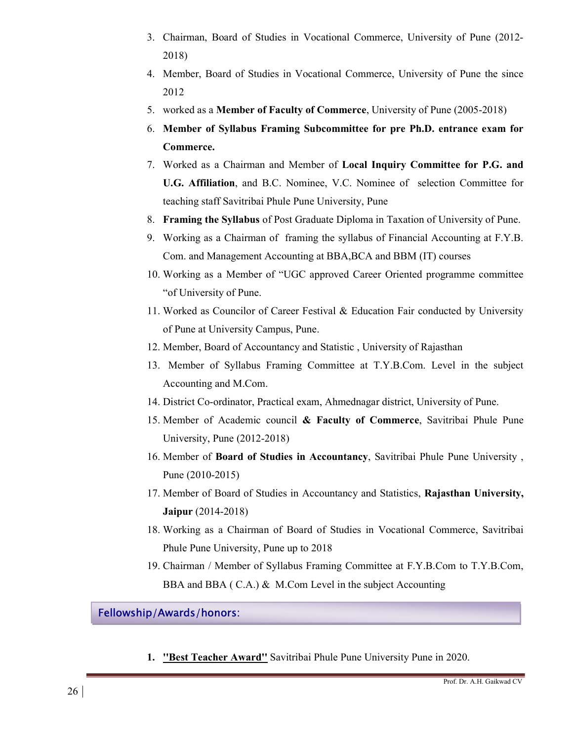3. Chairman, Board of Studies in Vocational Commerce, University of Pune (2012-2018)
4. Member, Board of Studies in Vocational Commerce, University of Pune the since 2012
5. worked as a **Member of Faculty of Commerce**, University of Pune (2005-2018)
6. **Member of Syllabus Framing Subcommittee for pre Ph.D. entrance exam for Commerce.**
7. Worked as a Chairman and Member of **Local Inquiry Committee for P.G. and U.G. Affiliation**, and B.C. Nominee, V.C. Nominee of selection Committee for teaching staff Savitribai Phule Pune University, Pune
8. **Framing the Syllabus** of Post Graduate Diploma in Taxation of University of Pune.
9. Working as a Chairman of framing the syllabus of Financial Accounting at F.Y.B. Com. and Management Accounting at BBA,BCA and BBM (IT) courses
10. Working as a Member of "UGC approved Career Oriented programme committee "of University of Pune.
11. Worked as Councilor of Career Festival & Education Fair conducted by University of Pune at University Campus, Pune.
12. Member, Board of Accountancy and Statistic , University of Rajasthan
13. Member of Syllabus Framing Committee at T.Y.B.Com. Level in the subject Accounting and M.Com.
14. District Co-ordinator, Practical exam, Ahmednagar district, University of Pune.
15. Member of Academic council **& Faculty of Commerce**, Savitribai Phule Pune University, Pune (2012-2018)
16. Member of **Board of Studies in Accountancy**, Savitribai Phule Pune University , Pune (2010-2015)
17. Member of Board of Studies in Accountancy and Statistics, **Rajasthan University, Jaipur** (2014-2018)
18. Working as a Chairman of Board of Studies in Vocational Commerce, Savitribai Phule Pune University, Pune up to 2018
19. Chairman / Member of Syllabus Framing Committee at F.Y.B.Com to T.Y.B.Com, BBA and BBA ( C.A.) & M.Com Level in the subject Accounting

## Fellowship/Awards/honors:

1. **"Best Teacher Award"** Savitribai Phule Pune University Pune in 2020.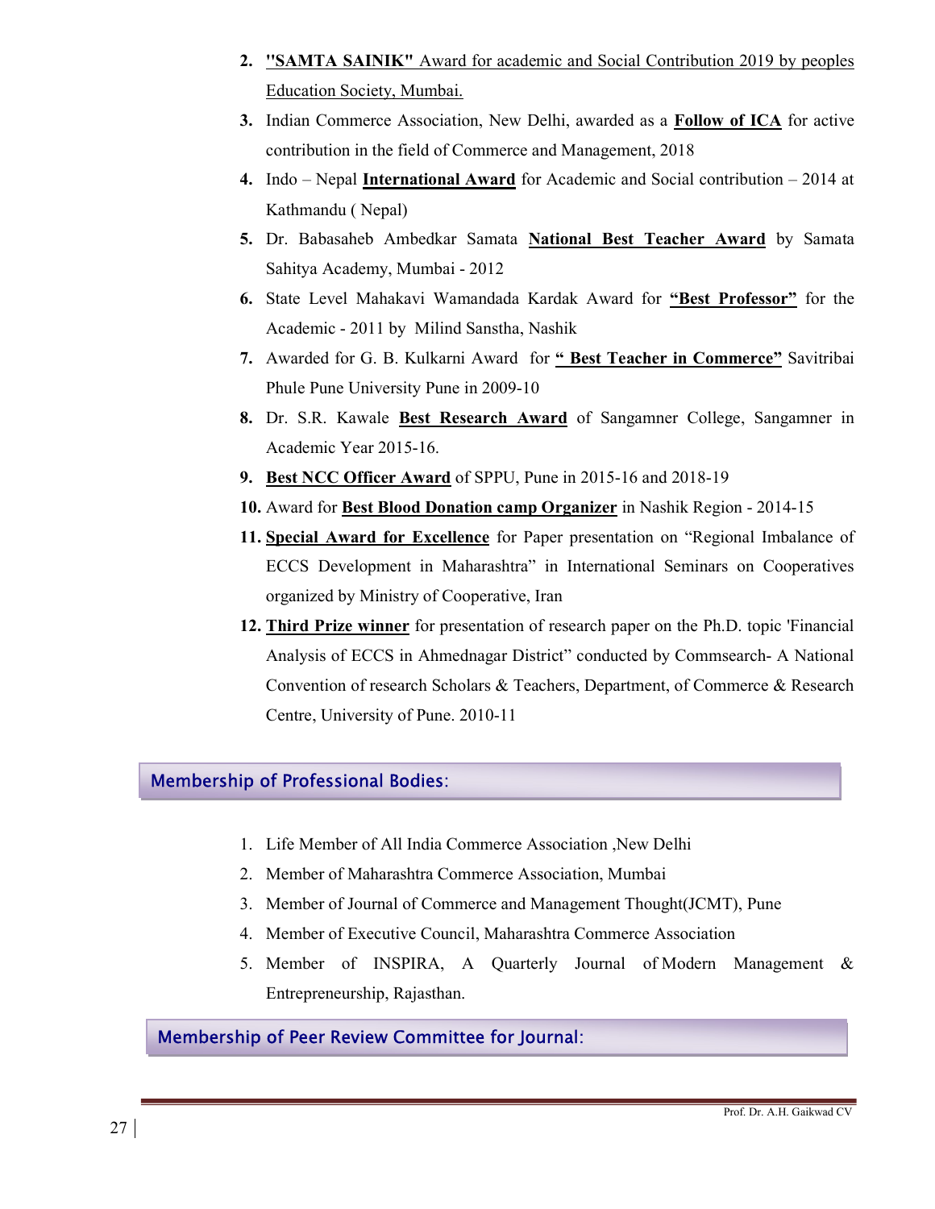2. **"SAMTA SAINIK"** Award for academic and Social Contribution 2019 by peoples Education Society, Mumbai.
3. Indian Commerce Association, New Delhi, awarded as a **Follow of ICA** for active contribution in the field of Commerce and Management, 2018
4. Indo – Nepal **International Award** for Academic and Social contribution – 2014 at Kathmandu ( Nepal)
5. Dr. Babasaheb Ambedkar Samata **National Best Teacher Award** by Samata Sahitya Academy, Mumbai - 2012
6. State Level Mahakavi Wamandada Kardak Award for **"Best Professor"** for the Academic - 2011 by Milind Sanstha, Nashik
7. Awarded for G. B. Kulkarni Award for **" Best Teacher in Commerce"** Savitribai Phule Pune University Pune in 2009-10
8. Dr. S.R. Kawale **Best Research Award** of Sangamner College, Sangamner in Academic Year 2015-16.
9. **Best NCC Officer Award** of SPPU, Pune in 2015-16 and 2018-19
10. Award for **Best Blood Donation camp Organizer** in Nashik Region - 2014-15
11. **Special Award for Excellence** for Paper presentation on "Regional Imbalance of ECCS Development in Maharashtra" in International Seminars on Cooperatives organized by Ministry of Cooperative, Iran
12. **Third Prize winner** for presentation of research paper on the Ph.D. topic 'Financial Analysis of ECCS in Ahmednagar District" conducted by Commsearch- A National Convention of research Scholars & Teachers, Department, of Commerce & Research Centre, University of Pune. 2010-11

## Membership of Professional Bodies:

1. Life Member of All India Commerce Association ,New Delhi
2. Member of Maharashtra Commerce Association, Mumbai
3. Member of Journal of Commerce and Management Thought(JCMT), Pune
4. Member of Executive Council, Maharashtra Commerce Association
5. Member of INSPIRA, A Quarterly Journal of Modern Management & Entrepreneurship, Rajasthan.

## Membership of Peer Review Committee for Journal: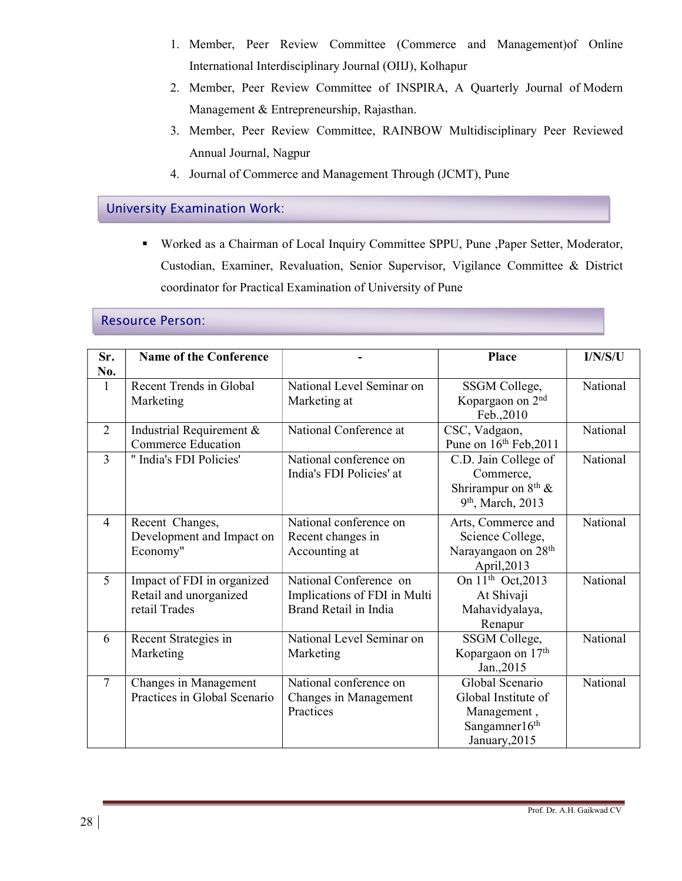1. Member, Peer Review Committee (Commerce and Management)of Online International Interdisciplinary Journal (OIIJ), Kolhapur
2. Member, Peer Review Committee of INSPIRA, A Quarterly Journal of Modern Management & Entrepreneurship, Rajasthan.
3. Member, Peer Review Committee, RAINBOW Multidisciplinary Peer Reviewed Annual Journal, Nagpur
4. Journal of Commerce and Management Through (JCMT), Pune

## University Examination Work:

- Worked as a Chairman of Local Inquiry Committee SPPU, Pune ,Paper Setter, Moderator, Custodian, Examiner, Revaluation, Senior Supervisor, Vigilance Committee & District coordinator for Practical Examination of University of Pune

## Resource Person:

| Sr. No. | Name of the Conference | - | Place | I/N/S/U |
|---|---|---|---|---|
| 1 | Recent Trends in Global Marketing | National Level Seminar on Marketing at | SSGM College, Kopargaon on 2nd Feb.,2010 | National |
| 2 | Industrial Requirement & Commerce Education | National Conference at | CSC, Vadgaon, Pune on 16th Feb,2011 | National |
| 3 | " India's FDI Policies' | National conference on India's FDI Policies' at | C.D. Jain College of Commerce, Shrirampur on 8th & 9th, March, 2013 | National |
| 4 | Recent Changes, Development and Impact on Economy" | National conference on Recent changes in Accounting at | Arts, Commerce and Science College, Narayangaon on 28th April,2013 | National |
| 5 | Impact of FDI in organized Retail and unorganized retail Trades | National Conference on Implications of FDI in Multi Brand Retail in India | On 11th Oct,2013 At Shivaji Mahavidyalaya, Renapur | National |
| 6 | Recent Strategies in Marketing | National Level Seminar on Marketing | SSGM College, Kopargaon on 17th Jan.,2015 | National |
| 7 | Changes in Management Practices in Global Scenario | National conference on Changes in Management Practices | Global Scenario Global Institute of Management , Sangamner16th January,2015 | National |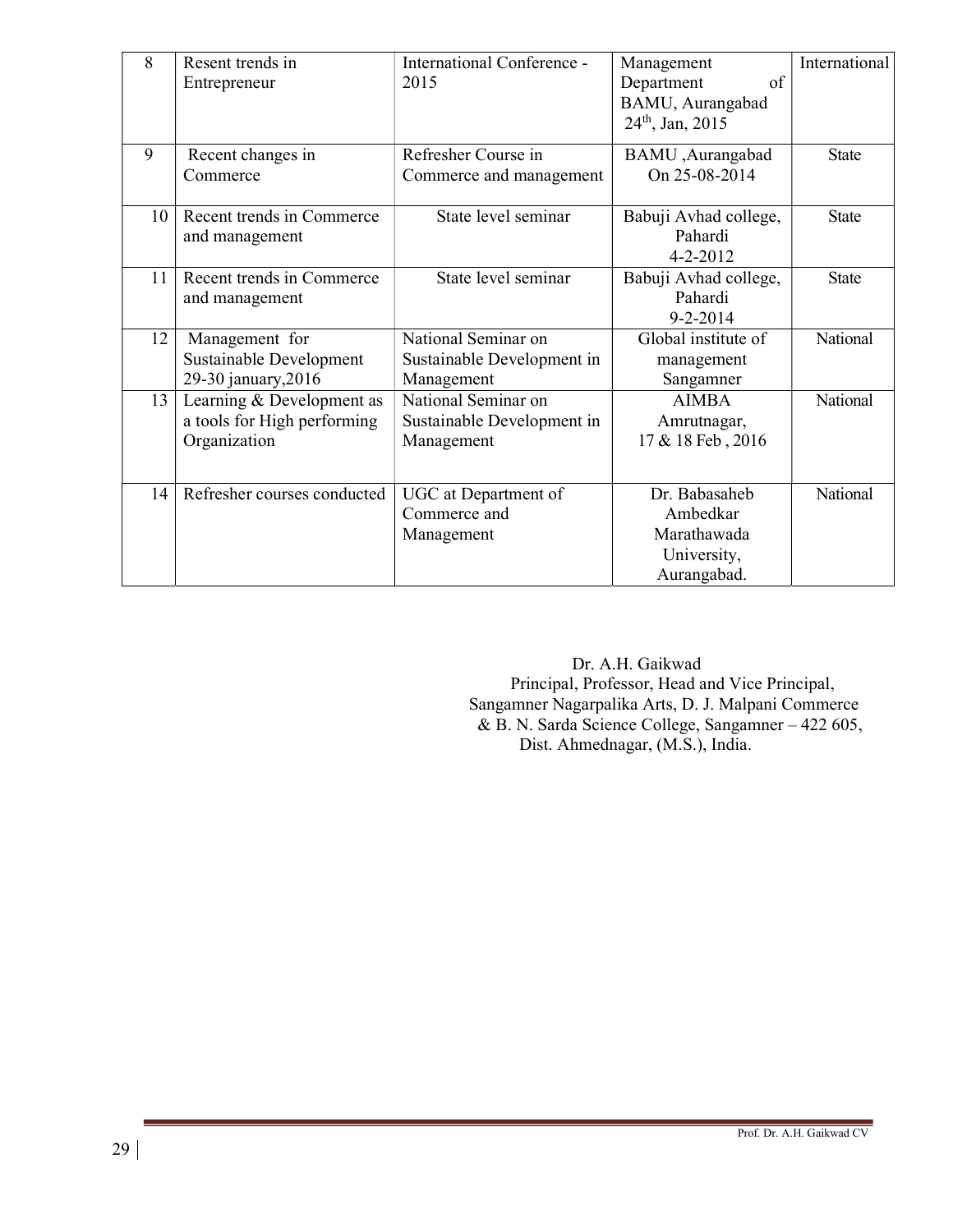| | | | | |
|---|---|---|---|---|
| 8 | Resent trends in Entrepreneur | International Conference - 2015 | Management Department of BAMU, Aurangabad 24th, Jan, 2015 | International |
| 9 | Recent changes in Commerce | Refresher Course in Commerce and management | BAMU ,Aurangabad On 25-08-2014 | State |
| 10 | Recent trends in Commerce and management | State level seminar | Babuji Avhad college, Pahardi 4-2-2012 | State |
| 11 | Recent trends in Commerce and management | State level seminar | Babuji Avhad college, Pahardi 9-2-2014 | State |
| 12 | Management for Sustainable Development 29-30 january,2016 | National Seminar on Sustainable Development in Management | Global institute of management Sangamner | National |
| 13 | Learning & Development as a tools for High performing Organization | National Seminar on Sustainable Development in Management | AIMBA Amrutnagar, 17 & 18 Feb , 2016 | National |
| 14 | Refresher courses conducted | UGC at Department of Commerce and Management | Dr. Babasaheb Ambedkar Marathawada University, Aurangabad. | National |

Dr. A.H. Gaikwad
Principal, Professor, Head and Vice Principal,
Sangamner Nagarpalika Arts, D. J. Malpani Commerce
& B. N. Sarda Science College, Sangamner – 422 605,
Dist. Ahmednagar, (M.S.), India.